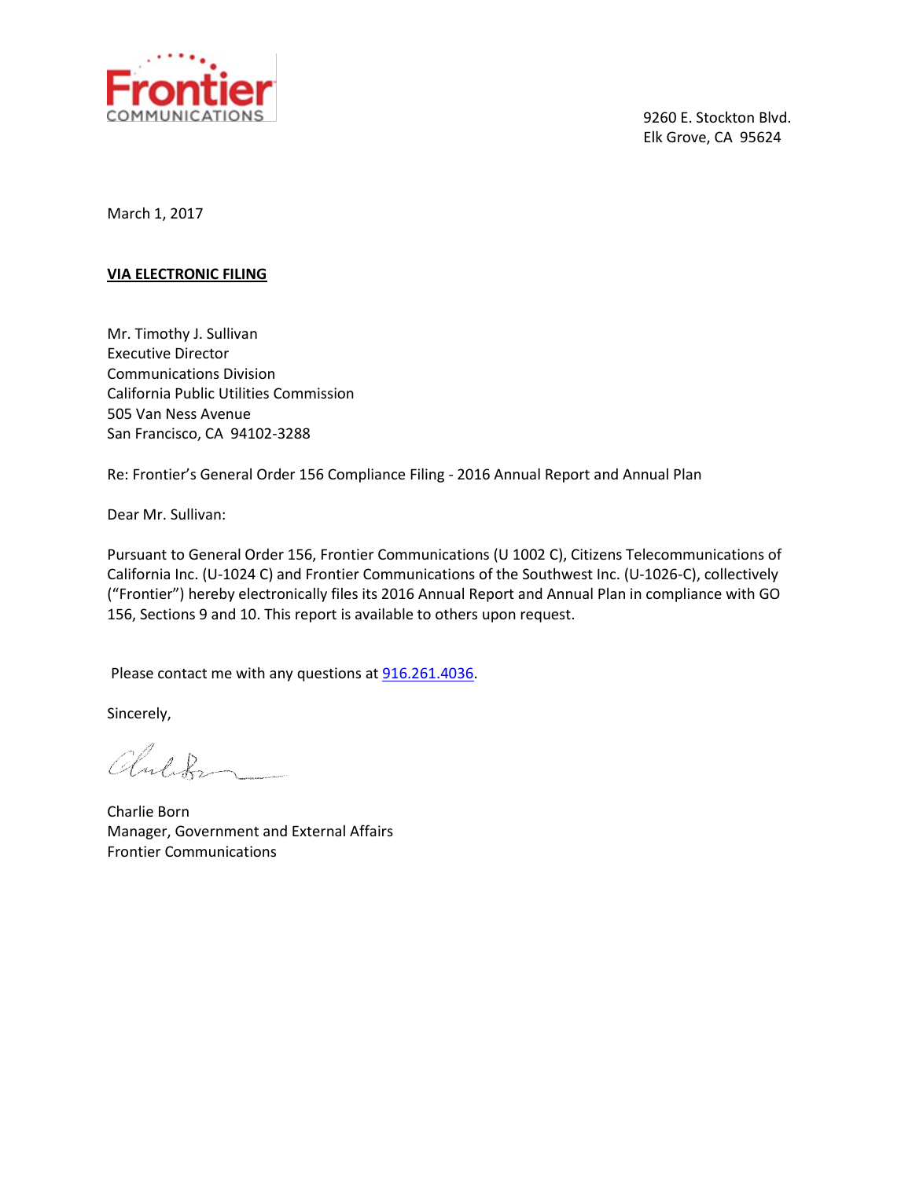Frontier
COMMUNICATIONS

9260 E. Stockton Blvd.
Elk Grove, CA 95624

March 1, 2017

**VIA ELECTRONIC FILING**

Mr. Timothy J. Sullivan
Executive Director
Communications Division
California Public Utilities Commission
505 Van Ness Avenue
San Francisco, CA 94102-3288

Re: Frontier's General Order 156 Compliance Filing - 2016 Annual Report and Annual Plan

Dear Mr. Sullivan:

Pursuant to General Order 156, Frontier Communications (U 1002 C), Citizens Telecommunications of California Inc. (U-1024 C) and Frontier Communications of the Southwest Inc. (U-1026-C), collectively ("Frontier") hereby electronically files its 2016 Annual Report and Annual Plan in compliance with GO 156, Sections 9 and 10. This report is available to others upon request.

Please contact me with any questions at 916.261.4036.

Sincerely,

Charlie Born
Manager, Government and External Affairs
Frontier Communications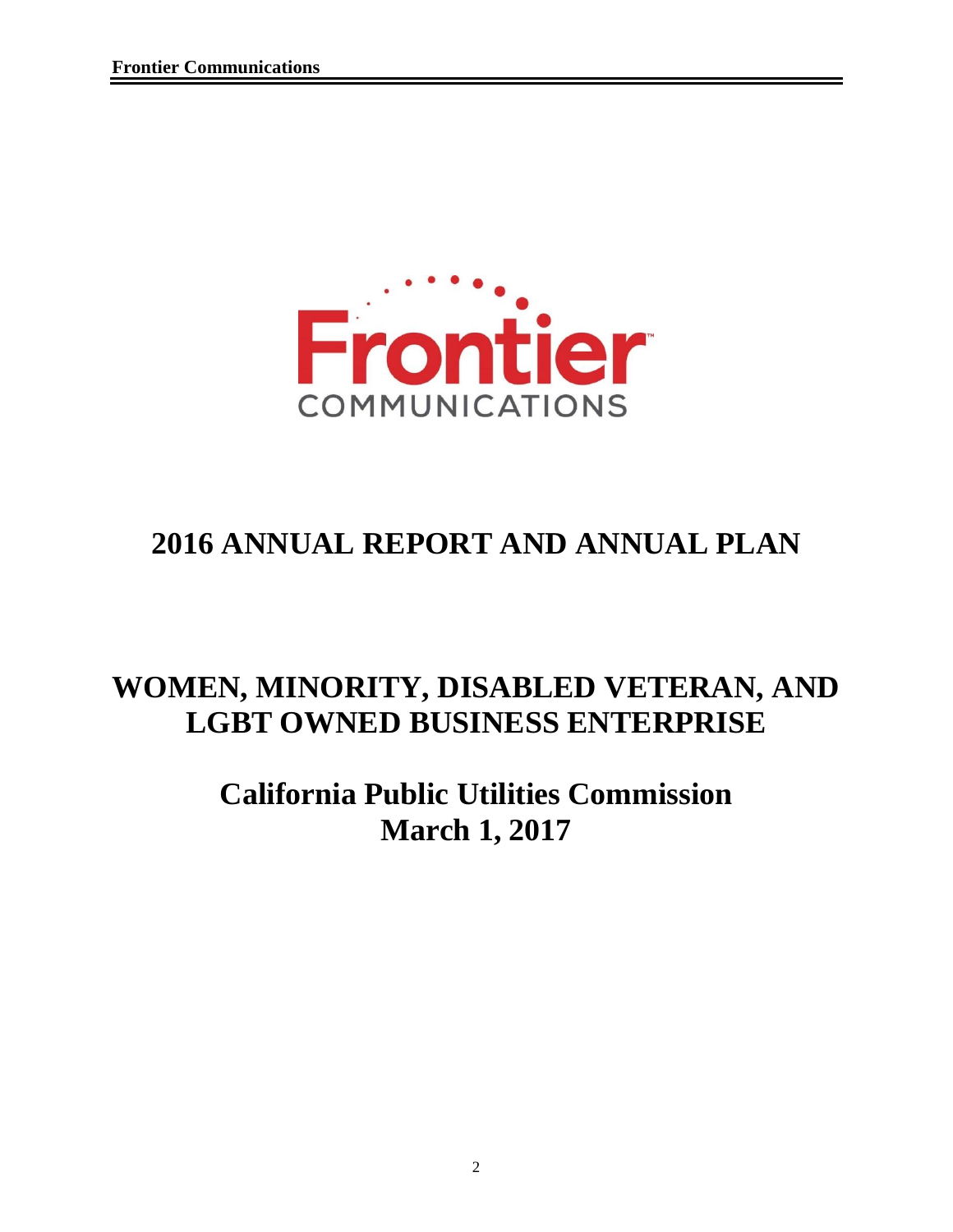# 2016 ANNUAL REPORT AND ANNUAL PLAN

# WOMEN, MINORITY, DISABLED VETERAN, AND LGBT OWNED BUSINESS ENTERPRISE

## California Public Utilities Commission
## March 1, 2017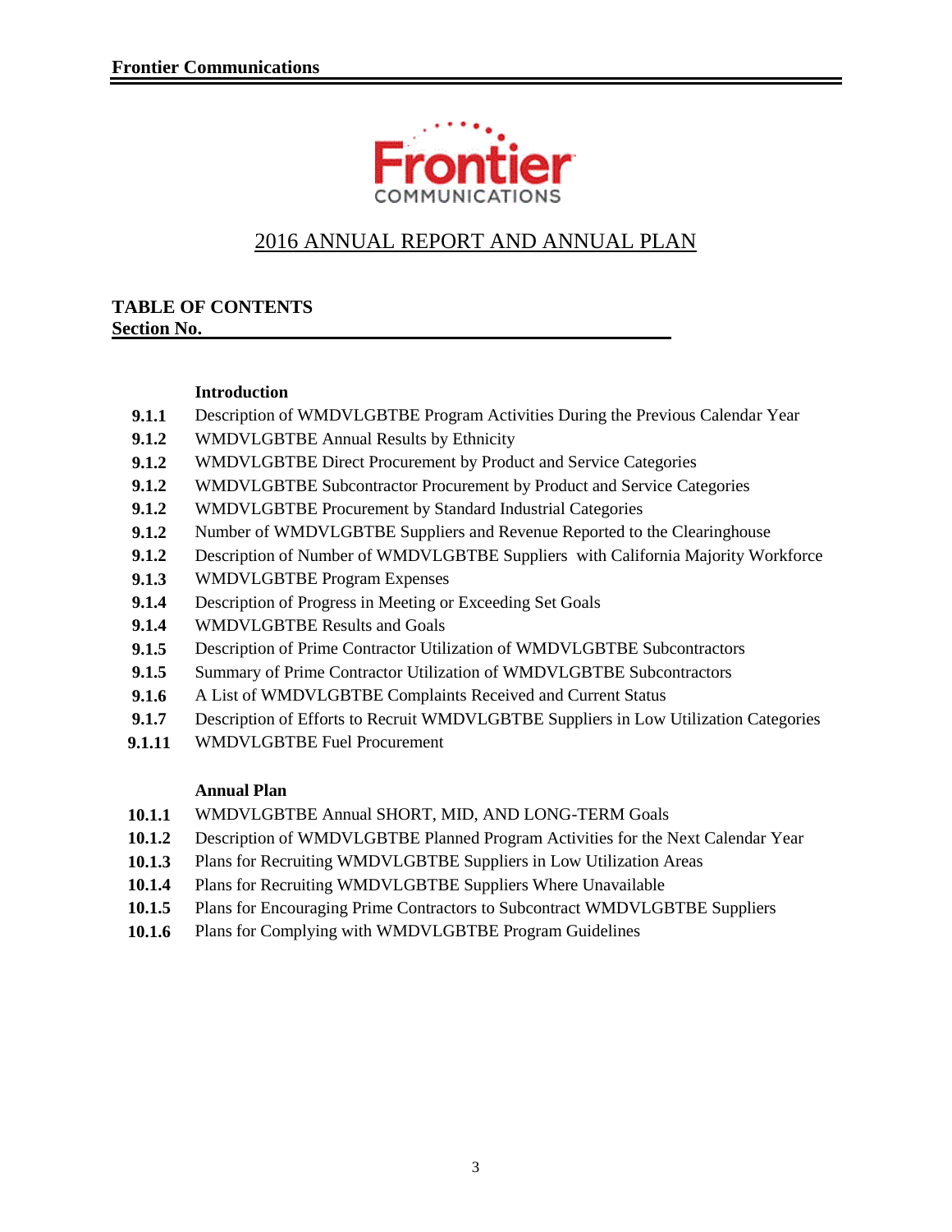# 2016 ANNUAL REPORT AND ANNUAL PLAN

**TABLE OF CONTENTS**
**Section No.**

**Introduction**

| | |
|---|---|
| **9.1.1** | Description of WMDVLGBTBE Program Activities During the Previous Calendar Year |
| **9.1.2** | WMDVLGBTBE Annual Results by Ethnicity |
| **9.1.2** | WMDVLGBTBE Direct Procurement by Product and Service Categories |
| **9.1.2** | WMDVLGBTBE Subcontractor Procurement by Product and Service Categories |
| **9.1.2** | WMDVLGBTBE Procurement by Standard Industrial Categories |
| **9.1.2** | Number of WMDVLGBTBE Suppliers and Revenue Reported to the Clearinghouse |
| **9.1.2** | Description of Number of WMDVLGBTBE Suppliers with California Majority Workforce |
| **9.1.3** | WMDVLGBTBE Program Expenses |
| **9.1.4** | Description of Progress in Meeting or Exceeding Set Goals |
| **9.1.4** | WMDVLGBTBE Results and Goals |
| **9.1.5** | Description of Prime Contractor Utilization of WMDVLGBTBE Subcontractors |
| **9.1.5** | Summary of Prime Contractor Utilization of WMDVLGBTBE Subcontractors |
| **9.1.6** | A List of WMDVLGBTBE Complaints Received and Current Status |
| **9.1.7** | Description of Efforts to Recruit WMDVLGBTBE Suppliers in Low Utilization Categories |
| **9.1.11** | WMDVLGBTBE Fuel Procurement |

**Annual Plan**

| | |
|---|---|
| **10.1.1** | WMDVLGBTBE Annual SHORT, MID, AND LONG-TERM Goals |
| **10.1.2** | Description of WMDVLGBTBE Planned Program Activities for the Next Calendar Year |
| **10.1.3** | Plans for Recruiting WMDVLGBTBE Suppliers in Low Utilization Areas |
| **10.1.4** | Plans for Recruiting WMDVLGBTBE Suppliers Where Unavailable |
| **10.1.5** | Plans for Encouraging Prime Contractors to Subcontract WMDVLGBTBE Suppliers |
| **10.1.6** | Plans for Complying with WMDVLGBTBE Program Guidelines |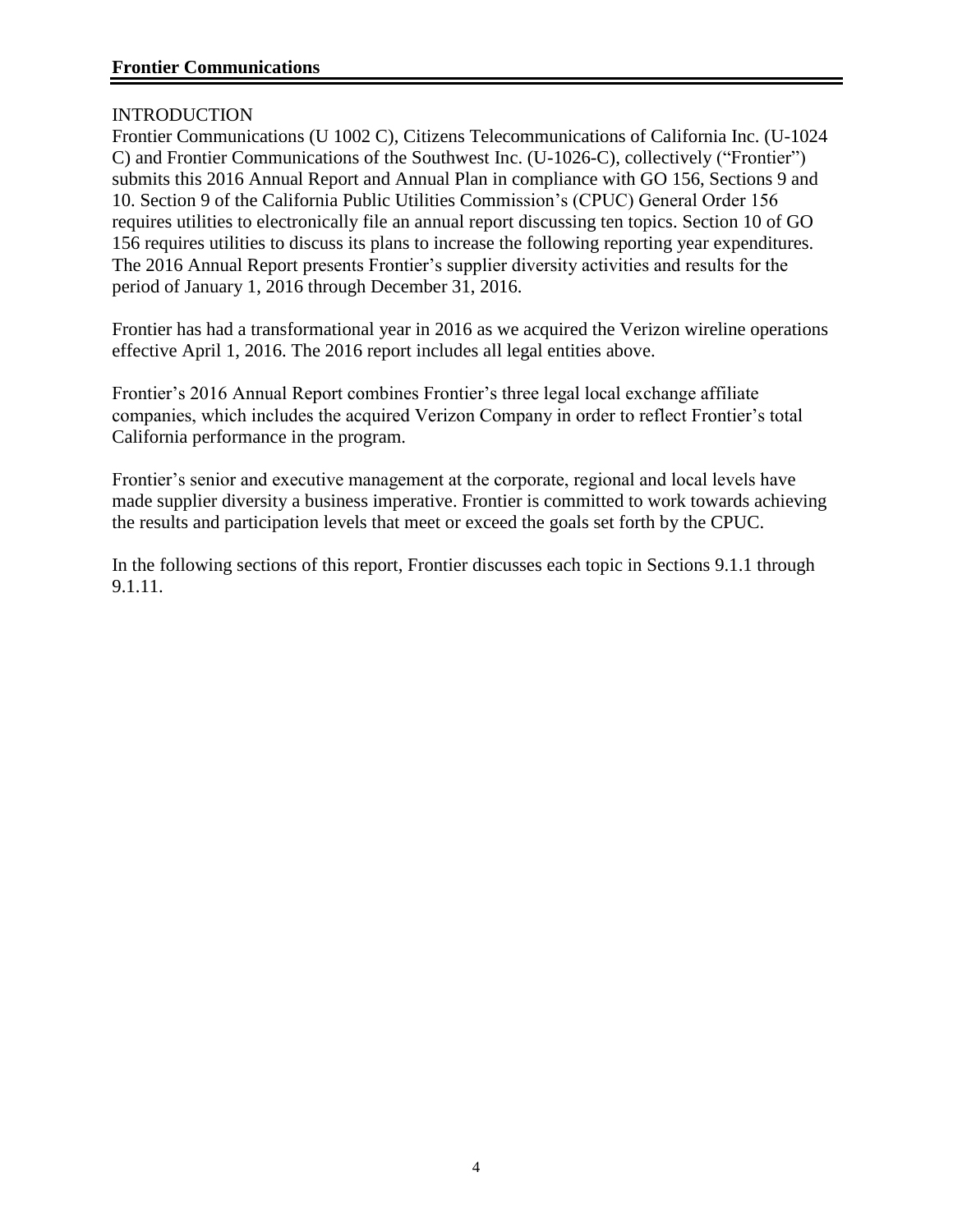## INTRODUCTION

Frontier Communications (U 1002 C), Citizens Telecommunications of California Inc. (U-1024 C) and Frontier Communications of the Southwest Inc. (U-1026-C), collectively ("Frontier") submits this 2016 Annual Report and Annual Plan in compliance with GO 156, Sections 9 and 10. Section 9 of the California Public Utilities Commission's (CPUC) General Order 156 requires utilities to electronically file an annual report discussing ten topics. Section 10 of GO 156 requires utilities to discuss its plans to increase the following reporting year expenditures. The 2016 Annual Report presents Frontier's supplier diversity activities and results for the period of January 1, 2016 through December 31, 2016.

Frontier has had a transformational year in 2016 as we acquired the Verizon wireline operations effective April 1, 2016. The 2016 report includes all legal entities above.

Frontier's 2016 Annual Report combines Frontier's three legal local exchange affiliate companies, which includes the acquired Verizon Company in order to reflect Frontier's total California performance in the program.

Frontier's senior and executive management at the corporate, regional and local levels have made supplier diversity a business imperative. Frontier is committed to work towards achieving the results and participation levels that meet or exceed the goals set forth by the CPUC.

In the following sections of this report, Frontier discusses each topic in Sections 9.1.1 through 9.1.11.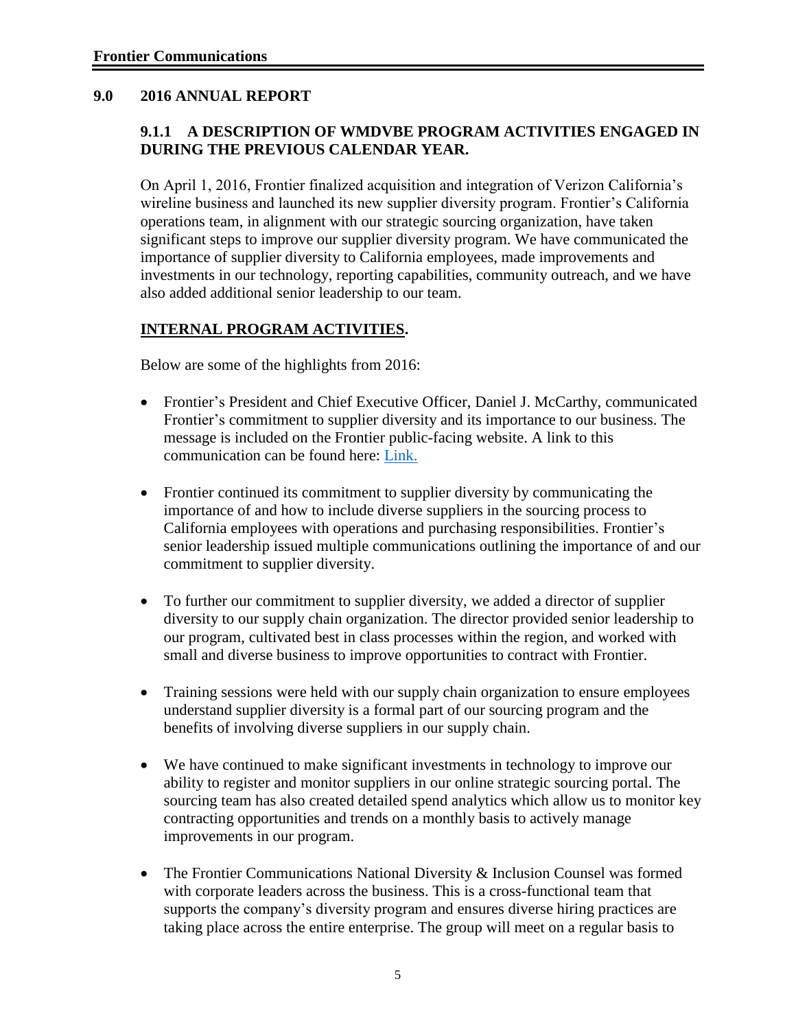## 9.0 2016 ANNUAL REPORT

### 9.1.1 A DESCRIPTION OF WMDVBE PROGRAM ACTIVITIES ENGAGED IN DURING THE PREVIOUS CALENDAR YEAR.

On April 1, 2016, Frontier finalized acquisition and integration of Verizon California's wireline business and launched its new supplier diversity program. Frontier's California operations team, in alignment with our strategic sourcing organization, have taken significant steps to improve our supplier diversity program. We have communicated the importance of supplier diversity to California employees, made improvements and investments in our technology, reporting capabilities, community outreach, and we have also added additional senior leadership to our team.

**INTERNAL PROGRAM ACTIVITIES.**

Below are some of the highlights from 2016:

- Frontier's President and Chief Executive Officer, Daniel J. McCarthy, communicated Frontier's commitment to supplier diversity and its importance to our business. The message is included on the Frontier public-facing website. A link to this communication can be found here: Link.
- Frontier continued its commitment to supplier diversity by communicating the importance of and how to include diverse suppliers in the sourcing process to California employees with operations and purchasing responsibilities. Frontier's senior leadership issued multiple communications outlining the importance of and our commitment to supplier diversity.
- To further our commitment to supplier diversity, we added a director of supplier diversity to our supply chain organization. The director provided senior leadership to our program, cultivated best in class processes within the region, and worked with small and diverse business to improve opportunities to contract with Frontier.
- Training sessions were held with our supply chain organization to ensure employees understand supplier diversity is a formal part of our sourcing program and the benefits of involving diverse suppliers in our supply chain.
- We have continued to make significant investments in technology to improve our ability to register and monitor suppliers in our online strategic sourcing portal. The sourcing team has also created detailed spend analytics which allow us to monitor key contracting opportunities and trends on a monthly basis to actively manage improvements in our program.
- The Frontier Communications National Diversity & Inclusion Counsel was formed with corporate leaders across the business. This is a cross-functional team that supports the company's diversity program and ensures diverse hiring practices are taking place across the entire enterprise. The group will meet on a regular basis to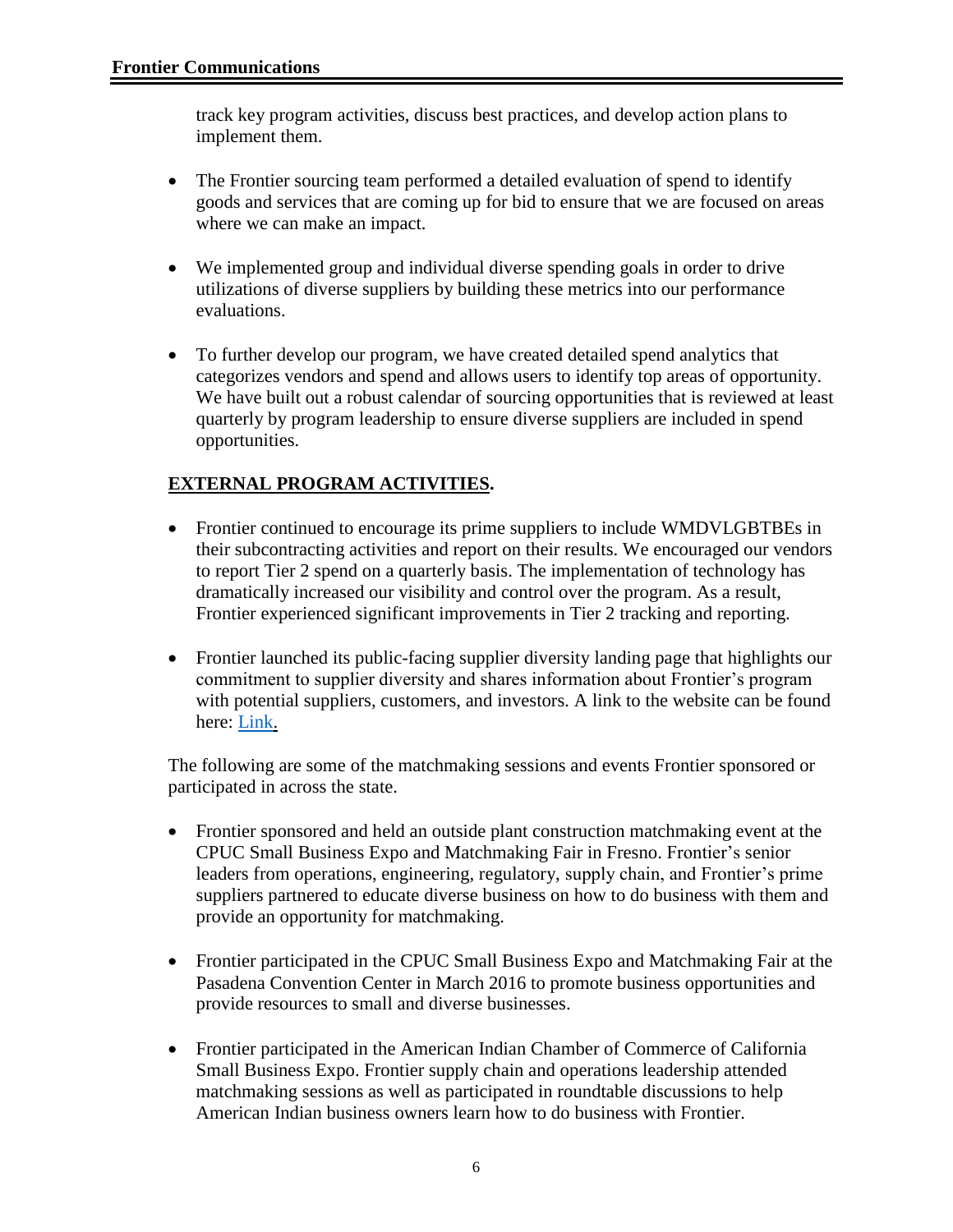track key program activities, discuss best practices, and develop action plans to implement them.

- The Frontier sourcing team performed a detailed evaluation of spend to identify goods and services that are coming up for bid to ensure that we are focused on areas where we can make an impact.

- We implemented group and individual diverse spending goals in order to drive utilizations of diverse suppliers by building these metrics into our performance evaluations.

- To further develop our program, we have created detailed spend analytics that categorizes vendors and spend and allows users to identify top areas of opportunity. We have built out a robust calendar of sourcing opportunities that is reviewed at least quarterly by program leadership to ensure diverse suppliers are included in spend opportunities.

**EXTERNAL PROGRAM ACTIVITIES.**

- Frontier continued to encourage its prime suppliers to include WMDVLGBTBEs in their subcontracting activities and report on their results. We encouraged our vendors to report Tier 2 spend on a quarterly basis. The implementation of technology has dramatically increased our visibility and control over the program. As a result, Frontier experienced significant improvements in Tier 2 tracking and reporting.

- Frontier launched its public-facing supplier diversity landing page that highlights our commitment to supplier diversity and shares information about Frontier's program with potential suppliers, customers, and investors. A link to the website can be found here: Link.

The following are some of the matchmaking sessions and events Frontier sponsored or participated in across the state.

- Frontier sponsored and held an outside plant construction matchmaking event at the CPUC Small Business Expo and Matchmaking Fair in Fresno. Frontier's senior leaders from operations, engineering, regulatory, supply chain, and Frontier's prime suppliers partnered to educate diverse business on how to do business with them and provide an opportunity for matchmaking.

- Frontier participated in the CPUC Small Business Expo and Matchmaking Fair at the Pasadena Convention Center in March 2016 to promote business opportunities and provide resources to small and diverse businesses.

- Frontier participated in the American Indian Chamber of Commerce of California Small Business Expo. Frontier supply chain and operations leadership attended matchmaking sessions as well as participated in roundtable discussions to help American Indian business owners learn how to do business with Frontier.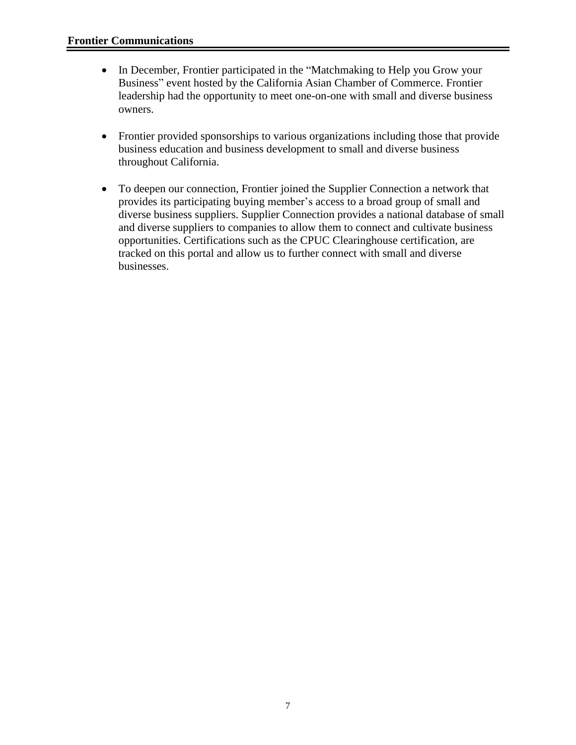- In December, Frontier participated in the "Matchmaking to Help you Grow your Business" event hosted by the California Asian Chamber of Commerce. Frontier leadership had the opportunity to meet one-on-one with small and diverse business owners.

- Frontier provided sponsorships to various organizations including those that provide business education and business development to small and diverse business throughout California.

- To deepen our connection, Frontier joined the Supplier Connection a network that provides its participating buying member's access to a broad group of small and diverse business suppliers. Supplier Connection provides a national database of small and diverse suppliers to companies to allow them to connect and cultivate business opportunities. Certifications such as the CPUC Clearinghouse certification, are tracked on this portal and allow us to further connect with small and diverse businesses.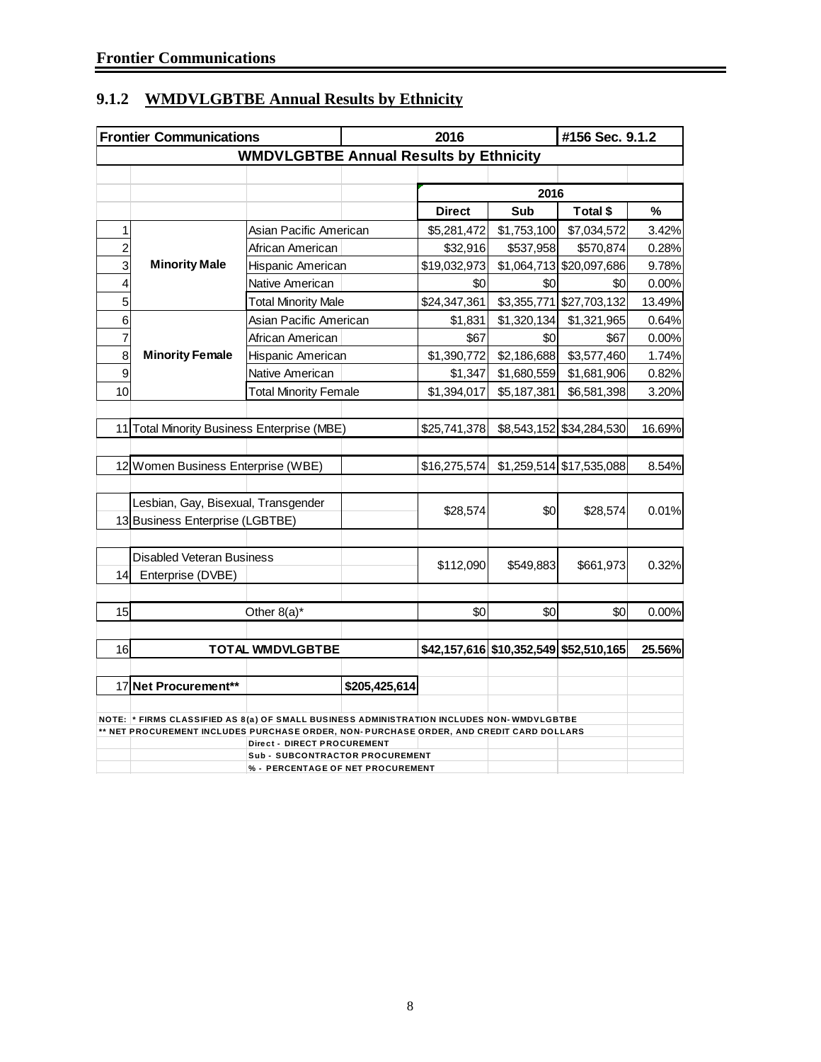**Frontier Communications**

## 9.1.2 WMDVLGBTBE Annual Results by Ethnicity

| Frontier Communications | | | | 2016 | | #156 Sec. 9.1.2 | |
|---|---|---|---|---|---|---|---|
| **WMDVLGBTBE Annual Results by Ethnicity** | | | | | | | |
| | | | | 2016 | | | |
| | | | | **Direct** | **Sub** | **Total $** | **%** |
| 1 | **Minority Male** | Asian Pacific American | | $5,281,472 | $1,753,100 | $7,034,572 | 3.42% |
| 2 | | African American | | $32,916 | $537,958 | $570,874 | 0.28% |
| 3 | | Hispanic American | | $19,032,973 | $1,064,713 | $20,097,686 | 9.78% |
| 4 | | Native American | | $0 | $0 | $0 | 0.00% |
| 5 | | Total Minority Male | | $24,347,361 | $3,355,771 | $27,703,132 | 13.49% |
| 6 | **Minority Female** | Asian Pacific American | | $1,831 | $1,320,134 | $1,321,965 | 0.64% |
| 7 | | African American | | $67 | $0 | $67 | 0.00% |
| 8 | | Hispanic American | | $1,390,772 | $2,186,688 | $3,577,460 | 1.74% |
| 9 | | Native American | | $1,347 | $1,680,559 | $1,681,906 | 0.82% |
| 10 | | Total Minority Female | | $1,394,017 | $5,187,381 | $6,581,398 | 3.20% |
| 11 | Total Minority Business Enterprise (MBE) | | | $25,741,378 | $8,543,152 | $34,284,530 | 16.69% |
| 12 | Women Business Enterprise (WBE) | | | $16,275,574 | $1,259,514 | $17,535,088 | 8.54% |
| 13 | Lesbian, Gay, Bisexual, Transgender Business Enterprise (LGBTBE) | | | $28,574 | $0 | $28,574 | 0.01% |
| 14 | Disabled Veteran Business Enterprise (DVBE) | | | $112,090 | $549,883 | $661,973 | 0.32% |
| 15 | Other 8(a)* | | | $0 | $0 | $0 | 0.00% |
| 16 | **TOTAL WMDVLGBTBE** | | | **$42,157,616** | **$10,352,549** | **$52,510,165** | **25.56%** |
| 17 | **Net Procurement**** | | **$205,425,614** | | | | |

NOTE: * FIRMS CLASSIFIED AS 8(a) OF SMALL BUSINESS ADMINISTRATION INCLUDES NON-WMDVLGBTBE
** NET PROCUREMENT INCLUDES PURCHASE ORDER, NON-PURCHASE ORDER, AND CREDIT CARD DOLLARS
Direct - DIRECT PROCUREMENT
Sub - SUBCONTRACTOR PROCUREMENT
% - PERCENTAGE OF NET PROCUREMENT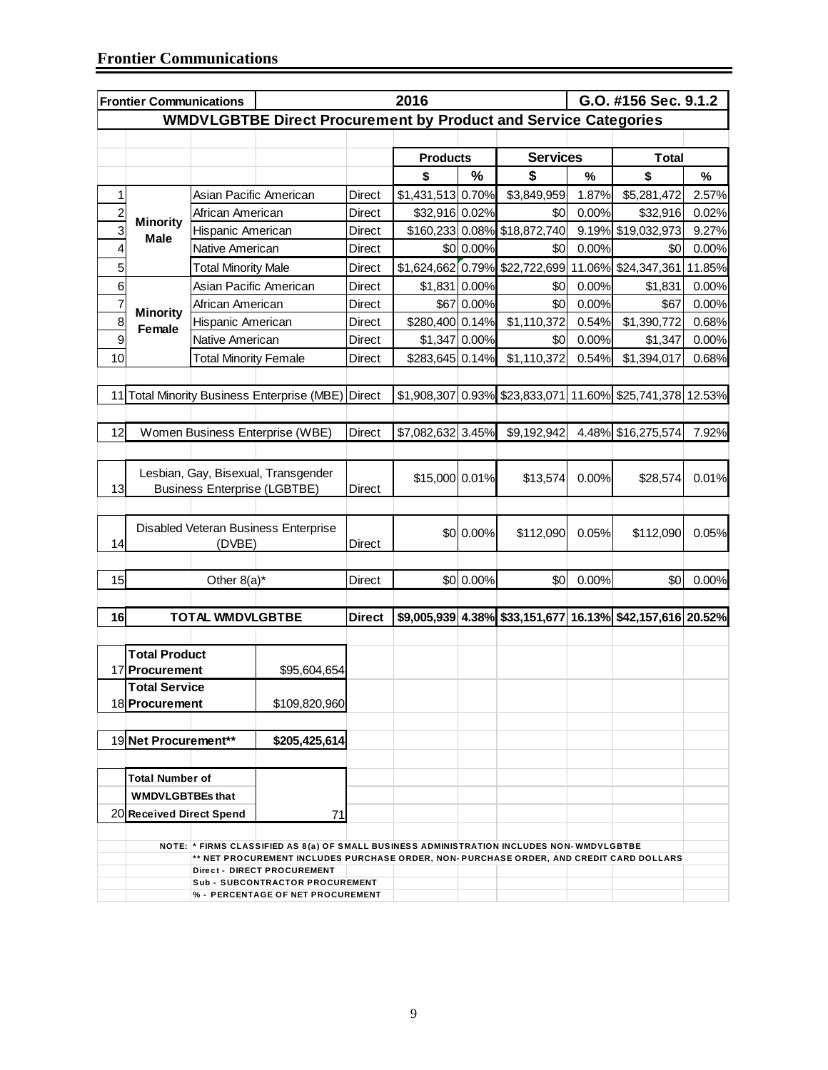## Frontier Communications

| | Frontier Communications | | | 2016 | | | | G.O. #156 Sec. 9.1.2 | |
|---|---|---|---|---|---|---|---|---|---|
| | **WMDVLGBTBE Direct Procurement by Product and Service Categories** | | | | | | | | |
| | | | | **Products** | | **Services** | | **Total** | |
| | | | | **$** | **%** | **$** | **%** | **$** | **%** |
| 1 | **Minority Male** | Asian Pacific American | Direct | $1,431,513 | 0.70% | $3,849,959 | 1.87% | $5,281,472 | 2.57% |
| 2 | | African American | Direct | $32,916 | 0.02% | $0 | 0.00% | $32,916 | 0.02% |
| 3 | | Hispanic American | Direct | $160,233 | 0.08% | $18,872,740 | 9.19% | $19,032,973 | 9.27% |
| 4 | | Native American | Direct | $0 | 0.00% | $0 | 0.00% | $0 | 0.00% |
| 5 | | Total Minority Male | Direct | $1,624,662 | 0.79% | $22,722,699 | 11.06% | $24,347,361 | 11.85% |
| 6 | **Minority Female** | Asian Pacific American | Direct | $1,831 | 0.00% | $0 | 0.00% | $1,831 | 0.00% |
| 7 | | African American | Direct | $67 | 0.00% | $0 | 0.00% | $67 | 0.00% |
| 8 | | Hispanic American | Direct | $280,400 | 0.14% | $1,110,372 | 0.54% | $1,390,772 | 0.68% |
| 9 | | Native American | Direct | $1,347 | 0.00% | $0 | 0.00% | $1,347 | 0.00% |
| 10 | | Total Minority Female | Direct | $283,645 | 0.14% | $1,110,372 | 0.54% | $1,394,017 | 0.68% |
| 11 | Total Minority Business Enterprise (MBE) | | Direct | $1,908,307 | 0.93% | $23,833,071 | 11.60% | $25,741,378 | 12.53% |
| 12 | Women Business Enterprise (WBE) | | Direct | $7,082,632 | 3.45% | $9,192,942 | 4.48% | $16,275,574 | 7.92% |
| 13 | Lesbian, Gay, Bisexual, Transgender Business Enterprise (LGBTBE) | | Direct | $15,000 | 0.01% | $13,574 | 0.00% | $28,574 | 0.01% |
| 14 | Disabled Veteran Business Enterprise (DVBE) | | Direct | $0 | 0.00% | $112,090 | 0.05% | $112,090 | 0.05% |
| 15 | Other 8(a)* | | Direct | $0 | 0.00% | $0 | 0.00% | $0 | 0.00% |
| **16** | **TOTAL WMDVLGBTBE** | | **Direct** | **$9,005,939** | **4.38%** | **$33,151,677** | **16.13%** | **$42,157,616** | **20.52%** |
| 17 | **Total Product Procurement** | | $95,604,654 | | | | | | |
| 18 | **Total Service Procurement** | | $109,820,960 | | | | | | |
| 19 | **Net Procurement**** | | **$205,425,614** | | | | | | |
| 20 | **Total Number of WMDVLGBTBEs that Received Direct Spend** | | 71 | | | | | | |

NOTE: * FIRMS CLASSIFIED AS 8(a) OF SMALL BUSINESS ADMINISTRATION INCLUDES NON-WMDVLGBTBE
** NET PROCUREMENT INCLUDES PURCHASE ORDER, NON-PURCHASE ORDER, AND CREDIT CARD DOLLARS
Direct - DIRECT PROCUREMENT
Sub - SUBCONTRACTOR PROCUREMENT
% - PERCENTAGE OF NET PROCUREMENT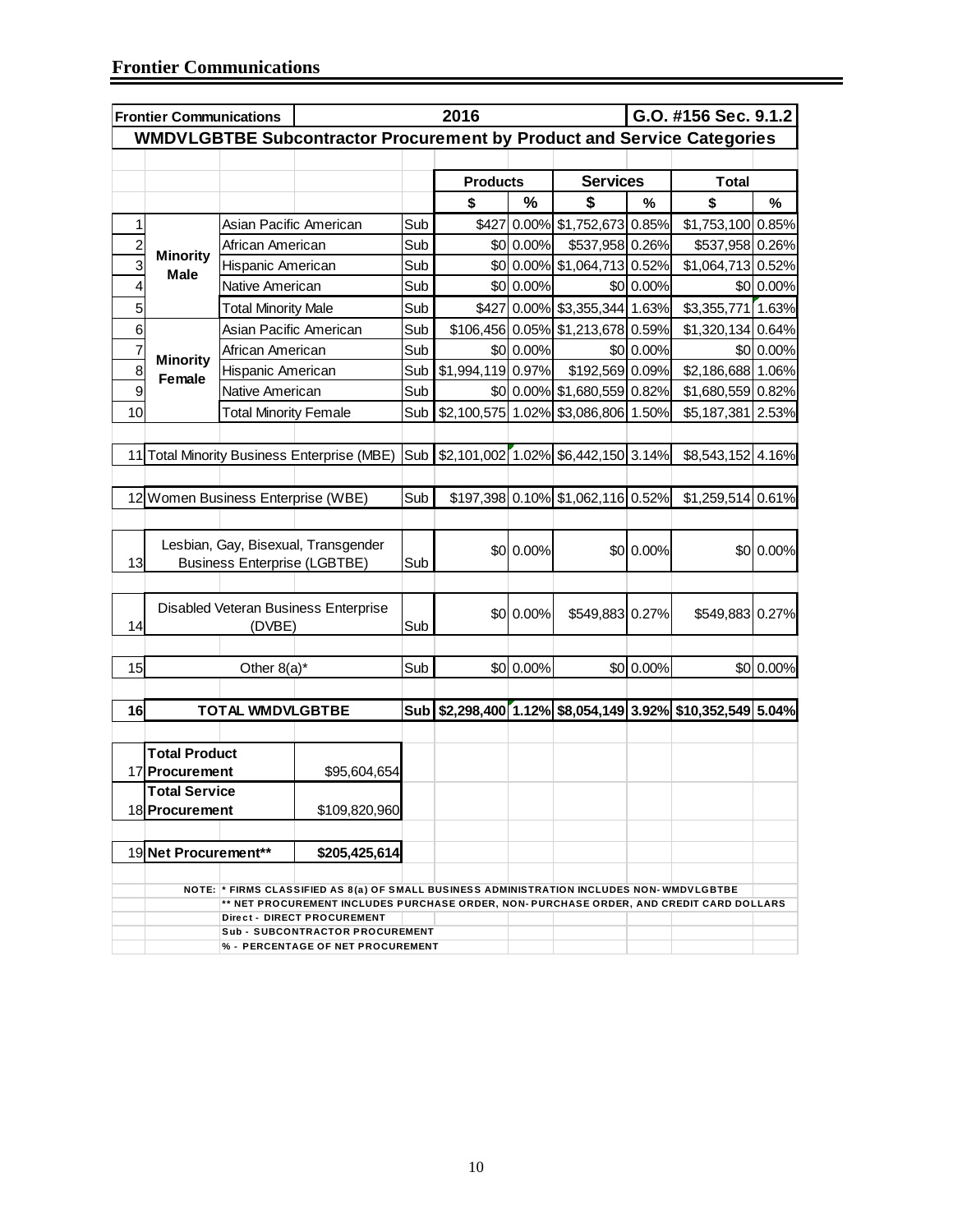# Frontier Communications

| Frontier Communications | | | | 2016 | | | | G.O. #156 Sec. 9.1.2 | |
|---|---|---|---|---|---|---|---|---|---|
| **WMDVLGBTBE Subcontractor Procurement by Product and Service Categories** | | | | | | | | | |
| | | | | **Products** | | **Services** | | **Total** | |
| | | | | **$** | **%** | **$** | **%** | **$** | **%** |
| 1 | **Minority Male** | Asian Pacific American | Sub | $427 | 0.00% | $1,752,673 | 0.85% | $1,753,100 | 0.85% |
| 2 | | African American | Sub | $0 | 0.00% | $537,958 | 0.26% | $537,958 | 0.26% |
| 3 | | Hispanic American | Sub | $0 | 0.00% | $1,064,713 | 0.52% | $1,064,713 | 0.52% |
| 4 | | Native American | Sub | $0 | 0.00% | $0 | 0.00% | $0 | 0.00% |
| 5 | | Total Minority Male | Sub | $427 | 0.00% | $3,355,344 | 1.63% | $3,355,771 | 1.63% |
| 6 | **Minority Female** | Asian Pacific American | Sub | $106,456 | 0.05% | $1,213,678 | 0.59% | $1,320,134 | 0.64% |
| 7 | | African American | Sub | $0 | 0.00% | $0 | 0.00% | $0 | 0.00% |
| 8 | | Hispanic American | Sub | $1,994,119 | 0.97% | $192,569 | 0.09% | $2,186,688 | 1.06% |
| 9 | | Native American | Sub | $0 | 0.00% | $1,680,559 | 0.82% | $1,680,559 | 0.82% |
| 10 | | Total Minority Female | Sub | $2,100,575 | 1.02% | $3,086,806 | 1.50% | $5,187,381 | 2.53% |
| 11 | Total Minority Business Enterprise (MBE) | | Sub | $2,101,002 | 1.02% | $6,442,150 | 3.14% | $8,543,152 | 4.16% |
| 12 | Women Business Enterprise (WBE) | | Sub | $197,398 | 0.10% | $1,062,116 | 0.52% | $1,259,514 | 0.61% |
| 13 | Lesbian, Gay, Bisexual, Transgender Business Enterprise (LGBTBE) | | Sub | $0 | 0.00% | $0 | 0.00% | $0 | 0.00% |
| 14 | Disabled Veteran Business Enterprise (DVBE) | | Sub | $0 | 0.00% | $549,883 | 0.27% | $549,883 | 0.27% |
| 15 | Other 8(a)* | | Sub | $0 | 0.00% | $0 | 0.00% | $0 | 0.00% |
| **16** | **TOTAL WMDVLGBTBE** | | **Sub** | **$2,298,400** | **1.12%** | **$8,054,149** | **3.92%** | **$10,352,549** | **5.04%** |
| 17 | **Total Product Procurement** | | $95,604,654 | | | | | | |
| 18 | **Total Service Procurement** | | $109,820,960 | | | | | | |
| 19 | **Net Procurement**** | | **$205,425,614** | | | | | | |

NOTE: * FIRMS CLASSIFIED AS 8(a) OF SMALL BUSINESS ADMINISTRATION INCLUDES NON-WMDVLGBTBE
** NET PROCUREMENT INCLUDES PURCHASE ORDER, NON-PURCHASE ORDER, AND CREDIT CARD DOLLARS
Direct - DIRECT PROCUREMENT
Sub - SUBCONTRACTOR PROCUREMENT
% - PERCENTAGE OF NET PROCUREMENT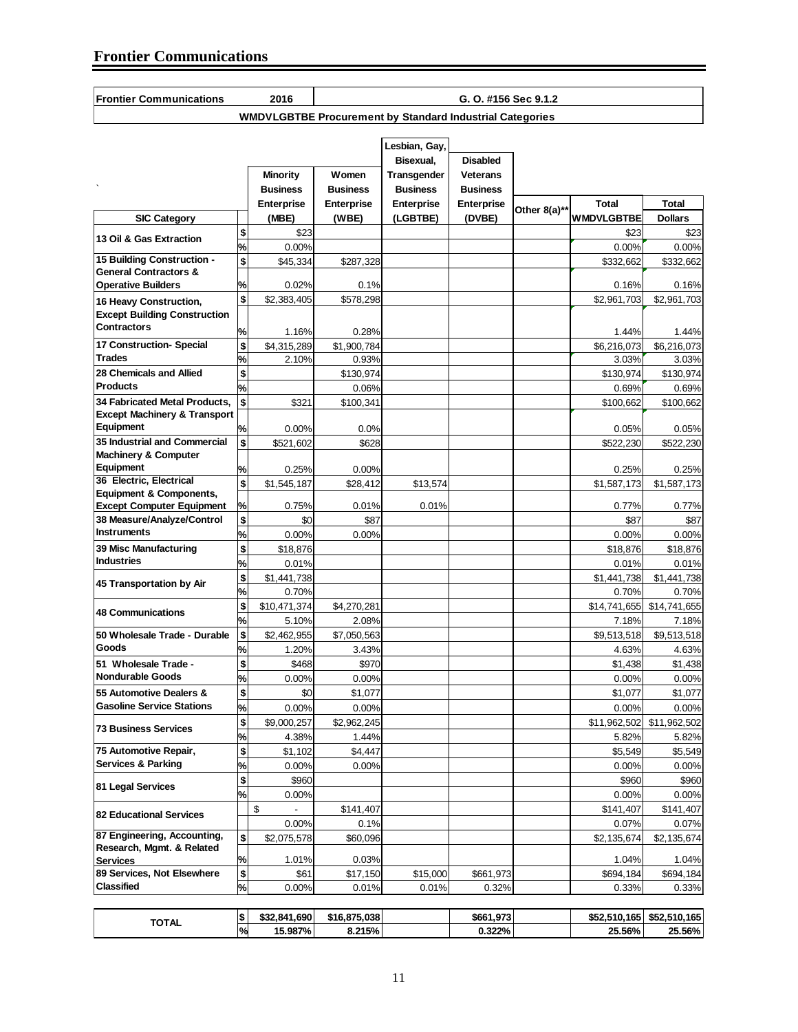## Frontier Communications

| Frontier Communications | | 2016 | G. O. #156 Sec 9.1.2 | | | | | |
|---|---|---|---|---|---|---|---|---|
| WMDVLGBTBE Procurement by Standard Industrial Categories | | | | | | | | |
| SIC Category | | Minority Business Enterprise (MBE) | Women Business Enterprise (WBE) | Lesbian, Gay, Bisexual, Transgender Business Enterprise (LGBTBE) | Disabled Veterans Business Enterprise (DVBE) | Other 8(a)** | Total WMDVLGBTBE | Total Dollars |
| 13 Oil & Gas Extraction | $ | $23 | | | | | $23 | $23 |
| | % | 0.00% | | | | | 0.00% | 0.00% |
| 15 Building Construction - General Contractors & Operative Builders | $ | $45,334 | $287,328 | | | | $332,662 | $332,662 |
| | % | 0.02% | 0.1% | | | | 0.16% | 0.16% |
| 16 Heavy Construction, Except Building Construction Contractors | $ | $2,383,405 | $578,298 | | | | $2,961,703 | $2,961,703 |
| | % | 1.16% | 0.28% | | | | 1.44% | 1.44% |
| 17 Construction- Special Trades | $ | $4,315,289 | $1,900,784 | | | | $6,216,073 | $6,216,073 |
| | % | 2.10% | 0.93% | | | | 3.03% | 3.03% |
| 28 Chemicals and Allied Products | $ | | $130,974 | | | | $130,974 | $130,974 |
| | % | | 0.06% | | | | 0.69% | 0.69% |
| 34 Fabricated Metal Products, Except Machinery & Transport Equipment | $ | $321 | $100,341 | | | | $100,662 | $100,662 |
| | % | 0.00% | 0.0% | | | | 0.05% | 0.05% |
| 35 Industrial and Commercial Machinery & Computer Equipment | $ | $521,602 | $628 | | | | $522,230 | $522,230 |
| | % | 0.25% | 0.00% | | | | 0.25% | 0.25% |
| 36 Electric, Electrical Equipment & Components, Except Computer Equipment | $ | $1,545,187 | $28,412 | $13,574 | | | $1,587,173 | $1,587,173 |
| | % | 0.75% | 0.01% | 0.01% | | | 0.77% | 0.77% |
| 38 Measure/Analyze/Control Instruments | $ | $0 | $87 | | | | $87 | $87 |
| | % | 0.00% | 0.00% | | | | 0.00% | 0.00% |
| 39 Misc Manufacturing Industries | $ | $18,876 | | | | | $18,876 | $18,876 |
| | % | 0.01% | | | | | 0.01% | 0.01% |
| 45 Transportation by Air | $ | $1,441,738 | | | | | $1,441,738 | $1,441,738 |
| | % | 0.70% | | | | | 0.70% | 0.70% |
| 48 Communications | $ | $10,471,374 | $4,270,281 | | | | $14,741,655 | $14,741,655 |
| | % | 5.10% | 2.08% | | | | 7.18% | 7.18% |
| 50 Wholesale Trade - Durable Goods | $ | $2,462,955 | $7,050,563 | | | | $9,513,518 | $9,513,518 |
| | % | 1.20% | 3.43% | | | | 4.63% | 4.63% |
| 51 Wholesale Trade - Nondurable Goods | $ | $468 | $970 | | | | $1,438 | $1,438 |
| | % | 0.00% | 0.00% | | | | 0.00% | 0.00% |
| 55 Automotive Dealers & Gasoline Service Stations | $ | $0 | $1,077 | | | | $1,077 | $1,077 |
| | % | 0.00% | 0.00% | | | | 0.00% | 0.00% |
| 73 Business Services | $ | $9,000,257 | $2,962,245 | | | | $11,962,502 | $11,962,502 |
| | % | 4.38% | 1.44% | | | | 5.82% | 5.82% |
| 75 Automotive Repair, Services & Parking | $ | $1,102 | $4,447 | | | | $5,549 | $5,549 |
| | % | 0.00% | 0.00% | | | | 0.00% | 0.00% |
| 81 Legal Services | $ | $960 | | | | | $960 | $960 |
| | % | 0.00% | | | | | 0.00% | 0.00% |
| 82 Educational Services | | $ - | $141,407 | | | | $141,407 | $141,407 |
| | | 0.00% | 0.1% | | | | 0.07% | 0.07% |
| 87 Engineering, Accounting, Research, Mgmt. & Related Services | $ | $2,075,578 | $60,096 | | | | $2,135,674 | $2,135,674 |
| | % | 1.01% | 0.03% | | | | 1.04% | 1.04% |
| 89 Services, Not Elsewhere Classified | $ | $61 | $17,150 | $15,000 | $661,973 | | $694,184 | $694,184 |
| | % | 0.00% | 0.01% | 0.01% | 0.32% | | 0.33% | 0.33% |
| TOTAL | $ | $32,841,690 | $16,875,038 | | $661,973 | | $52,510,165 | $52,510,165 |
| | % | 15.987% | 8.215% | | 0.322% | | 25.56% | 25.56% |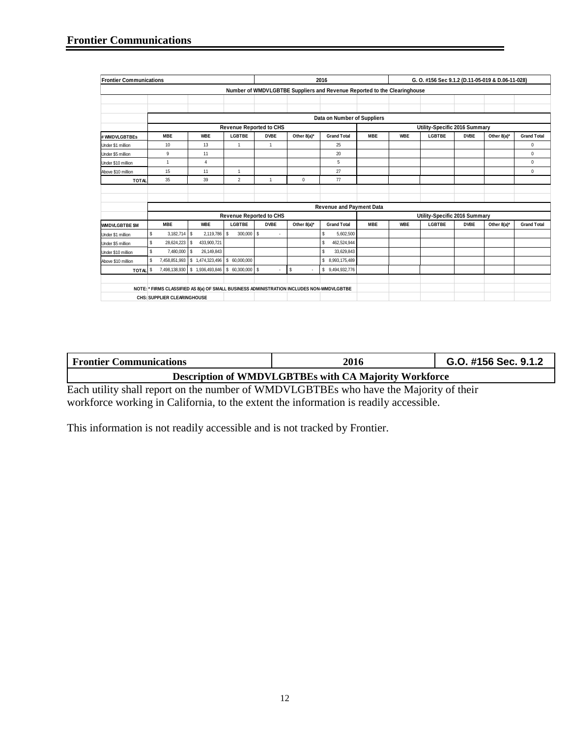## Frontier Communications

| Frontier Communications | | | | | | 2016 | | | G. O. #156 Sec 9.1.2 (D.11-05-019 & D.06-11-028) | | | |
|---|---|---|---|---|---|---|---|---|---|---|---|---|
| Number of WMDVLGBTBE Suppliers and Revenue Reported to the Clearinghouse | | | | | | | | | | | | |
| | Data on Number of Suppliers | | | | | | | | | | | |
| | Revenue Reported to CHS | | | | | | Utility-Specific 2016 Summary | | | | | |
| # WMDVLGBTBEs | MBE | WBE | LGBTBE | DVBE | Other 8(a)* | Grand Total | MBE | WBE | LGBTBE | DVBE | Other 8(a)* | Grand Total |
| Under $1 million | 10 | 13 | 1 | 1 | | 25 | | | | | | 0 |
| Under $5 million | 9 | 11 | | | | 20 | | | | | | 0 |
| Under $10 million | 1 | 4 | | | | 5 | | | | | | 0 |
| Above $10 million | 15 | 11 | 1 | | | 27 | | | | | | 0 |
| TOTAL | 35 | 39 | 2 | 1 | 0 | 77 | | | | | | |
| | Revenue and Payment Data | | | | | | | | | | | |
| | Revenue Reported to CHS | | | | | | Utility-Specific 2016 Summary | | | | | |
| WMDVLGBTBE $M | MBE | WBE | LGBTBE | DVBE | Other 8(a)* | Grand Total | MBE | WBE | LGBTBE | DVBE | Other 8(a)* | Grand Total |
| Under $1 million | $ 3,182,714 | $ 2,119,786 | $ 300,000 | $ - | | $ 5,602,500 | | | | | | |
| Under $5 million | $ 28,624,223 | $ 433,900,721 | | | | $ 462,524,944 | | | | | | |
| Under $10 million | $ 7,480,000 | $ 26,149,843 | | | | $ 33,629,843 | | | | | | |
| Above $10 million | $ 7,458,851,993 | $ 1,474,323,496 | $ 60,000,000 | | | $ 8,993,175,489 | | | | | | |
| TOTAL | $ 7,498,138,930 | $ 1,936,493,846 | $ 60,300,000 | $ - | $ - | $ 9,494,932,776 | | | | | | |

NOTE: * FIRMS CLASSIFIED AS 8(a) OF SMALL BUSINESS ADMINISTRATION INCLUDES NON-WMDVLGBTBE

CHS: SUPPLIER CLEARINGHOUSE

| Frontier Communications | 2016 | G.O. #156 Sec. 9.1.2 |
|---|---|---|
| **Description of WMDVLGBTBEs with CA Majority Workforce** | | |

Each utility shall report on the number of WMDVLGBTBEs who have the Majority of their workforce working in California, to the extent the information is readily accessible.

This information is not readily accessible and is not tracked by Frontier.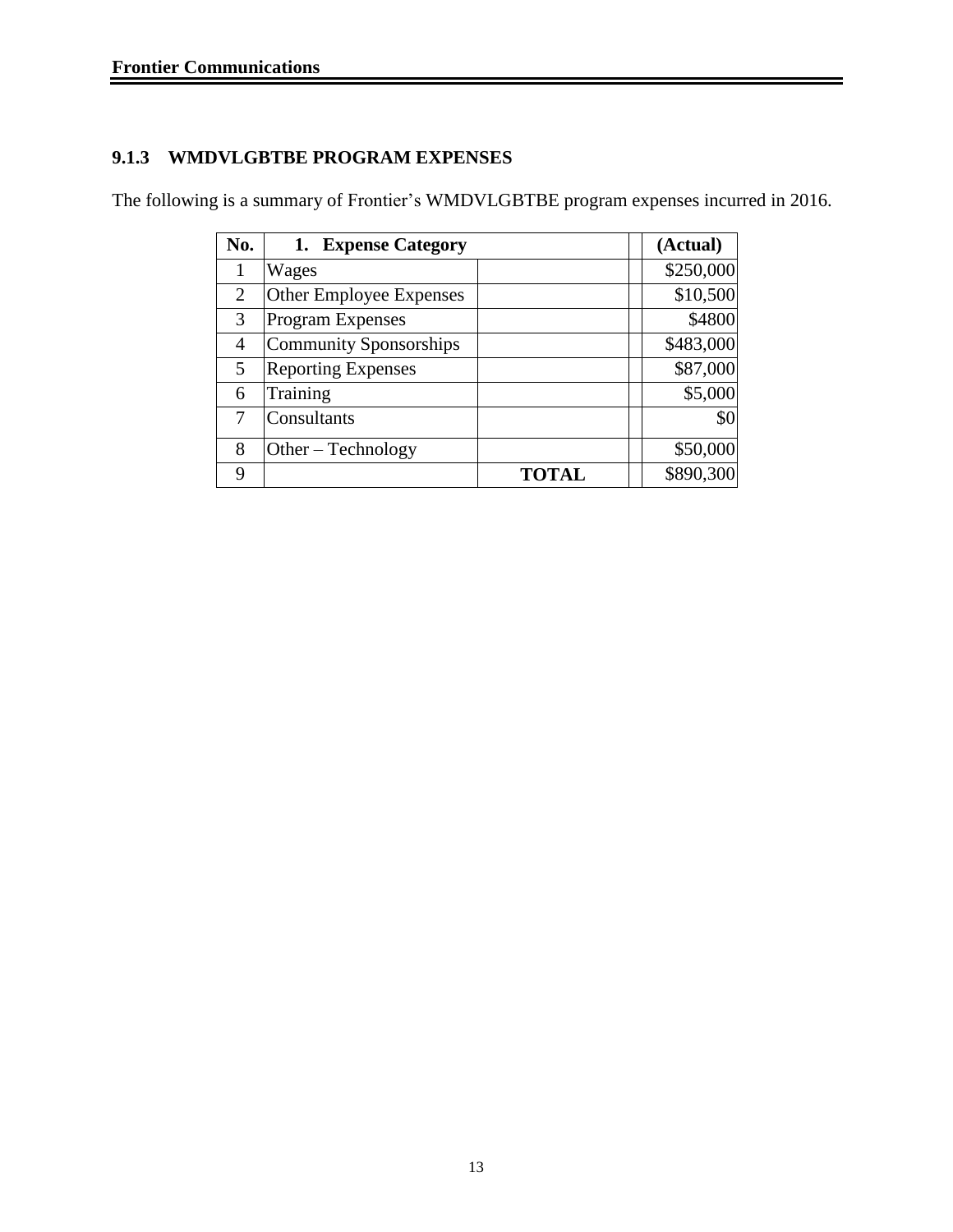### 9.1.3 WMDVLGBTBE PROGRAM EXPENSES

The following is a summary of Frontier's WMDVLGBTBE program expenses incurred in 2016.

| No. | 1. Expense Category | | | (Actual) |
|---|---|---|---|---|
| 1 | Wages | | | $250,000 |
| 2 | Other Employee Expenses | | | $10,500 |
| 3 | Program Expenses | | | $4800 |
| 4 | Community Sponsorships | | | $483,000 |
| 5 | Reporting Expenses | | | $87,000 |
| 6 | Training | | | $5,000 |
| 7 | Consultants | | | $0 |
| 8 | Other – Technology | | | $50,000 |
| 9 | | **TOTAL** | | $890,300 |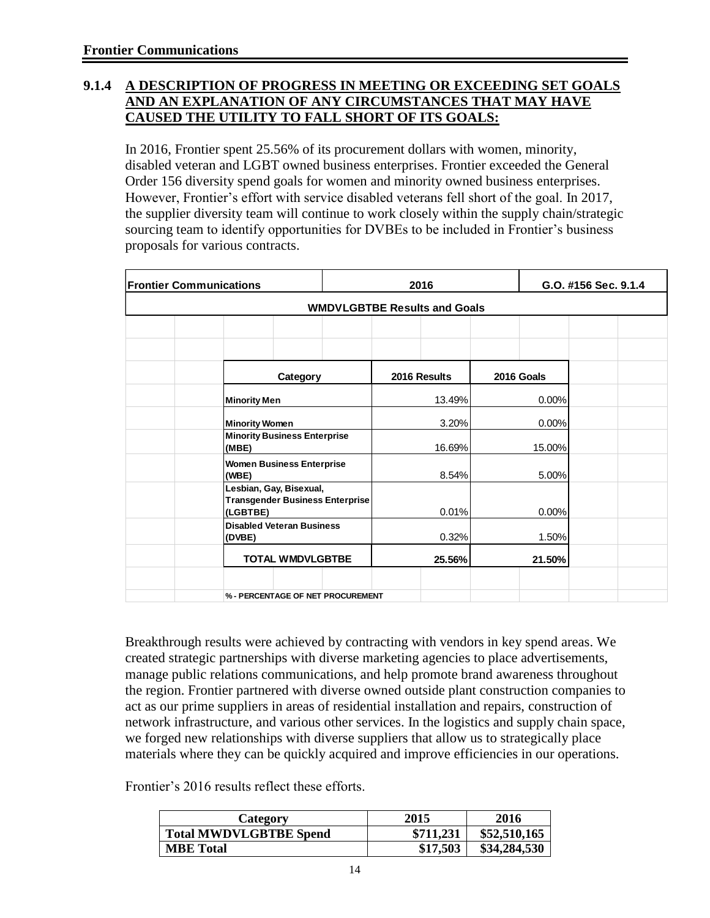### 9.1.4 A DESCRIPTION OF PROGRESS IN MEETING OR EXCEEDING SET GOALS AND AN EXPLANATION OF ANY CIRCUMSTANCES THAT MAY HAVE CAUSED THE UTILITY TO FALL SHORT OF ITS GOALS:

In 2016, Frontier spent 25.56% of its procurement dollars with women, minority, disabled veteran and LGBT owned business enterprises. Frontier exceeded the General Order 156 diversity spend goals for women and minority owned business enterprises. However, Frontier's effort with service disabled veterans fell short of the goal. In 2017, the supplier diversity team will continue to work closely within the supply chain/strategic sourcing team to identify opportunities for DVBEs to be included in Frontier's business proposals for various contracts.

| Frontier Communications | 2016 | G.O. #156 Sec. 9.1.4 |
|---|---|---|
| **WMDVLGBTBE Results and Goals** | | |
| **Category** | **2016 Results** | **2016 Goals** |
| **Minority Men** | 13.49% | 0.00% |
| **Minority Women** | 3.20% | 0.00% |
| **Minority Business Enterprise (MBE)** | 16.69% | 15.00% |
| **Women Business Enterprise (WBE)** | 8.54% | 5.00% |
| **Lesbian, Gay, Bisexual, Transgender Business Enterprise (LGBTBE)** | 0.01% | 0.00% |
| **Disabled Veteran Business (DVBE)** | 0.32% | 1.50% |
| **TOTAL WMDVLGBTBE** | **25.56%** | **21.50%** |
| **% - PERCENTAGE OF NET PROCUREMENT** | | |

Breakthrough results were achieved by contracting with vendors in key spend areas. We created strategic partnerships with diverse marketing agencies to place advertisements, manage public relations communications, and help promote brand awareness throughout the region. Frontier partnered with diverse owned outside plant construction companies to act as our prime suppliers in areas of residential installation and repairs, construction of network infrastructure, and various other services. In the logistics and supply chain space, we forged new relationships with diverse suppliers that allow us to strategically place materials where they can be quickly acquired and improve efficiencies in our operations.

Frontier's 2016 results reflect these efforts.

| Category | 2015 | 2016 |
|---|---|---|
| **Total MWDVLGBTBE Spend** | **\$711,231** | **\$52,510,165** |
| **MBE Total** | **\$17,503** | **\$34,284,530** |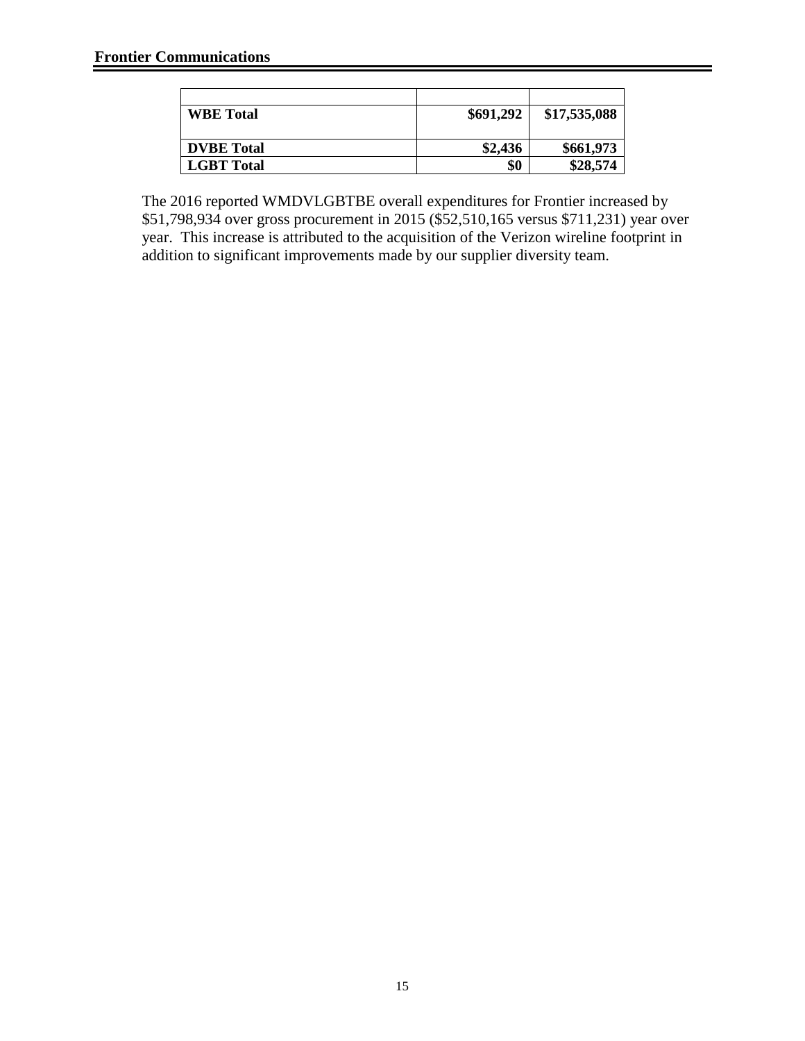**Frontier Communications**

| | | |
|---|---:|---:|
| **WBE Total** | **$691,292** | **$17,535,088** |
| **DVBE Total** | **$2,436** | **$661,973** |
| **LGBT Total** | **$0** | **$28,574** |

The 2016 reported WMDVLGBTBE overall expenditures for Frontier increased by $51,798,934 over gross procurement in 2015 ($52,510,165 versus $711,231) year over year. This increase is attributed to the acquisition of the Verizon wireline footprint in addition to significant improvements made by our supplier diversity team.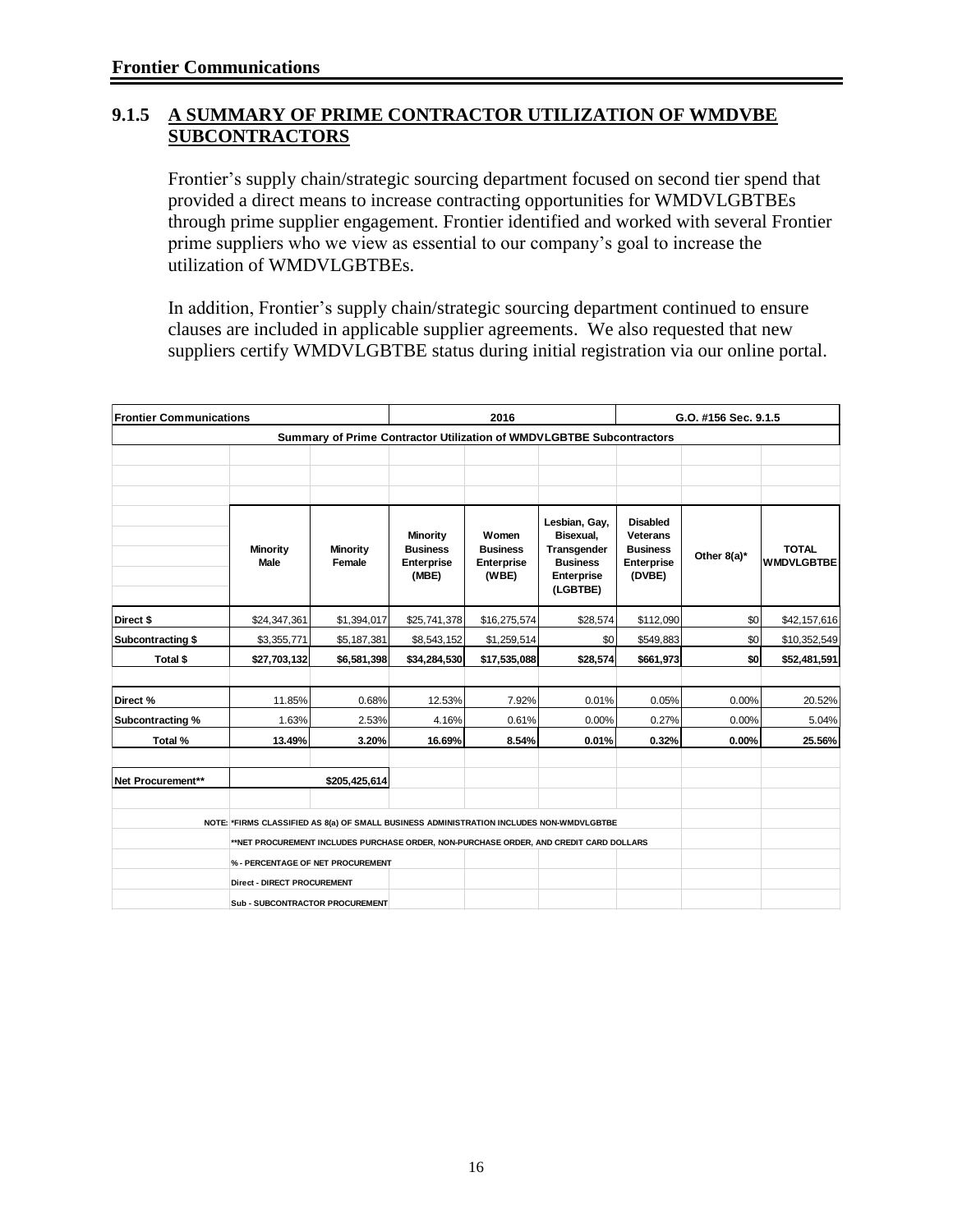**Frontier Communications**

## 9.1.5 A SUMMARY OF PRIME CONTRACTOR UTILIZATION OF WMDVBE SUBCONTRACTORS

Frontier's supply chain/strategic sourcing department focused on second tier spend that provided a direct means to increase contracting opportunities for WMDVLGBTBEs through prime supplier engagement. Frontier identified and worked with several Frontier prime suppliers who we view as essential to our company's goal to increase the utilization of WMDVLGBTBEs.

In addition, Frontier's supply chain/strategic sourcing department continued to ensure clauses are included in applicable supplier agreements. We also requested that new suppliers certify WMDVLGBTBE status during initial registration via our online portal.

| Frontier Communications | | | 2016 | | | G.O. #156 Sec. 9.1.5 | | |
|---|---|---|---|---|---|---|---|---|
| **Summary of Prime Contractor Utilization of WMDVLGBTBE Subcontractors** | | | | | | | | |
| | Minority Male | Minority Female | Minority Business Enterprise (MBE) | Women Business Enterprise (WBE) | Lesbian, Gay, Bisexual, Transgender Business Enterprise (LGBTBE) | Disabled Veterans Business Enterprise (DVBE) | Other 8(a)* | TOTAL WMDVLGBTBE |
| Direct $ | $24,347,361 | $1,394,017 | $25,741,378 | $16,275,574 | $28,574 | $112,090 | $0 | $42,157,616 |
| Subcontracting $ | $3,355,771 | $5,187,381 | $8,543,152 | $1,259,514 | $0 | $549,883 | $0 | $10,352,549 |
| **Total $** | **$27,703,132** | **$6,581,398** | **$34,284,530** | **$17,535,088** | **$28,574** | **$661,973** | **$0** | **$52,481,591** |
| Direct % | 11.85% | 0.68% | 12.53% | 7.92% | 0.01% | 0.05% | 0.00% | 20.52% |
| Subcontracting % | 1.63% | 2.53% | 4.16% | 0.61% | 0.00% | 0.27% | 0.00% | 5.04% |
| **Total %** | **13.49%** | **3.20%** | **16.69%** | **8.54%** | **0.01%** | **0.32%** | **0.00%** | **25.56%** |
| Net Procurement** | | **$205,425,614** | | | | | | |

NOTE: *FIRMS CLASSIFIED AS 8(a) OF SMALL BUSINESS ADMINISTRATION INCLUDES NON-WMDVLGBTBE

**NET PROCUREMENT INCLUDES PURCHASE ORDER, NON-PURCHASE ORDER, AND CREDIT CARD DOLLARS

% - PERCENTAGE OF NET PROCUREMENT

Direct - DIRECT PROCUREMENT

Sub - SUBCONTRACTOR PROCUREMENT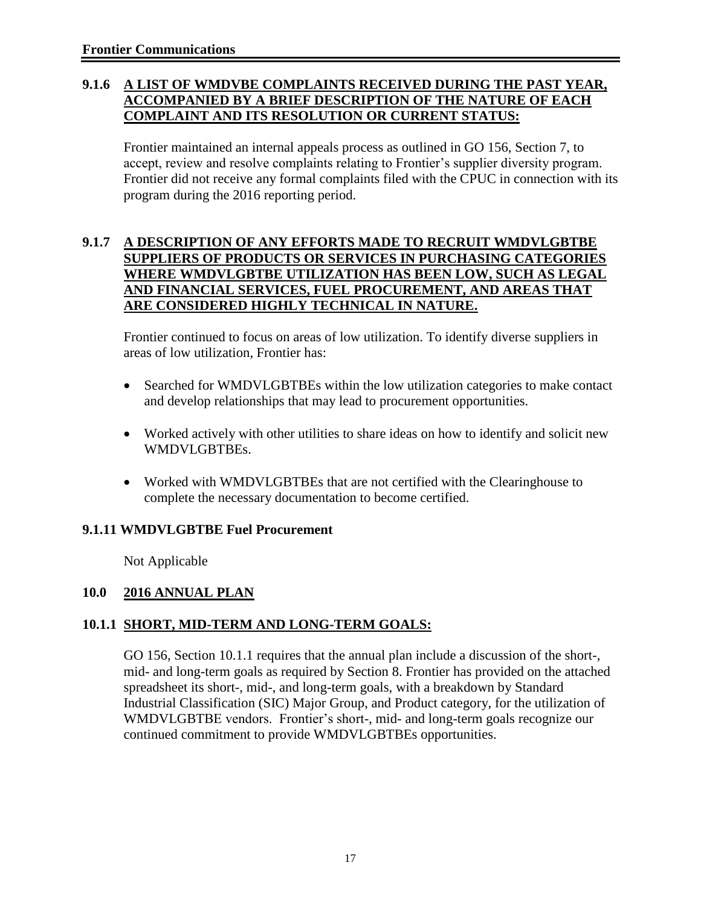### 9.1.6 A LIST OF WMDVBE COMPLAINTS RECEIVED DURING THE PAST YEAR, ACCOMPANIED BY A BRIEF DESCRIPTION OF THE NATURE OF EACH COMPLAINT AND ITS RESOLUTION OR CURRENT STATUS:

Frontier maintained an internal appeals process as outlined in GO 156, Section 7, to accept, review and resolve complaints relating to Frontier's supplier diversity program. Frontier did not receive any formal complaints filed with the CPUC in connection with its program during the 2016 reporting period.

### 9.1.7 A DESCRIPTION OF ANY EFFORTS MADE TO RECRUIT WMDVLGBTBE SUPPLIERS OF PRODUCTS OR SERVICES IN PURCHASING CATEGORIES WHERE WMDVLGBTBE UTILIZATION HAS BEEN LOW, SUCH AS LEGAL AND FINANCIAL SERVICES, FUEL PROCUREMENT, AND AREAS THAT ARE CONSIDERED HIGHLY TECHNICAL IN NATURE.

Frontier continued to focus on areas of low utilization. To identify diverse suppliers in areas of low utilization, Frontier has:

- Searched for WMDVLGBTBEs within the low utilization categories to make contact and develop relationships that may lead to procurement opportunities.
- Worked actively with other utilities to share ideas on how to identify and solicit new WMDVLGBTBEs.
- Worked with WMDVLGBTBEs that are not certified with the Clearinghouse to complete the necessary documentation to become certified.

### 9.1.11 WMDVLGBTBE Fuel Procurement

Not Applicable

## 10.0 2016 ANNUAL PLAN

### 10.1.1 SHORT, MID-TERM AND LONG-TERM GOALS:

GO 156, Section 10.1.1 requires that the annual plan include a discussion of the short-, mid- and long-term goals as required by Section 8. Frontier has provided on the attached spreadsheet its short-, mid-, and long-term goals, with a breakdown by Standard Industrial Classification (SIC) Major Group, and Product category, for the utilization of WMDVLGBTBE vendors. Frontier's short-, mid- and long-term goals recognize our continued commitment to provide WMDVLGBTBEs opportunities.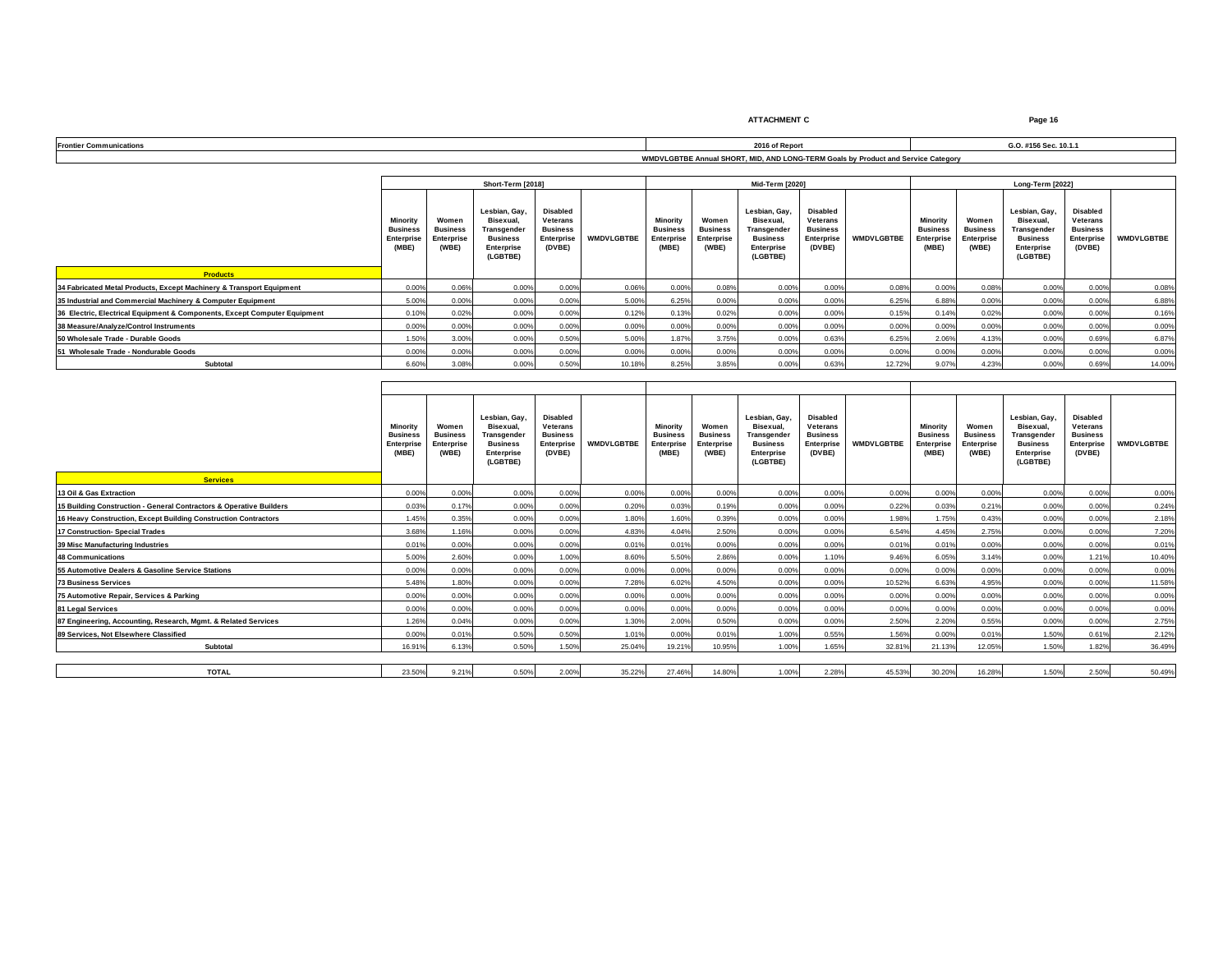**ATTACHMENT C**

| Frontier Communications | 2016 of Report | G.O. #156 Sec. 10.1.1 |
|---|---|---|

**WMDVLGBTBE Annual SHORT, MID, AND LONG-TERM Goals by Product and Service Category**

| | Short-Term [2018] | | | | | Mid-Term [2020] | | | | | Long-Term [2022] | | | | |
|---|---|---|---|---|---|---|---|---|---|---|---|---|---|---|---|
| | Minority Business Enterprise (MBE) | Women Business Enterprise (WBE) | Lesbian, Gay, Bisexual, Transgender Business Enterprise (LGBTBE) | Disabled Veterans Business Enterprise (DVBE) | WMDVLGBTBE | Minority Business Enterprise (MBE) | Women Business Enterprise (WBE) | Lesbian, Gay, Bisexual, Transgender Business Enterprise (LGBTBE) | Disabled Veterans Business Enterprise (DVBE) | WMDVLGBTBE | Minority Business Enterprise (MBE) | Women Business Enterprise (WBE) | Lesbian, Gay, Bisexual, Transgender Business Enterprise (LGBTBE) | Disabled Veterans Business Enterprise (DVBE) | WMDVLGBTBE |
| **Products** | | | | | | | | | | | | | | | |
| 34 Fabricated Metal Products, Except Machinery & Transport Equipment | 0.00% | 0.06% | 0.00% | 0.00% | 0.06% | 0.00% | 0.08% | 0.00% | 0.00% | 0.08% | 0.00% | 0.08% | 0.00% | 0.00% | 0.08% |
| 35 Industrial and Commercial Machinery & Computer Equipment | 5.00% | 0.00% | 0.00% | 0.00% | 5.00% | 6.25% | 0.00% | 0.00% | 0.00% | 6.25% | 6.88% | 0.00% | 0.00% | 0.00% | 6.88% |
| 36 Electric, Electrical Equipment & Components, Except Computer Equipment | 0.10% | 0.02% | 0.00% | 0.00% | 0.12% | 0.13% | 0.02% | 0.00% | 0.00% | 0.15% | 0.14% | 0.02% | 0.00% | 0.00% | 0.16% |
| 38 Measure/Analyze/Control Instruments | 0.00% | 0.00% | 0.00% | 0.00% | 0.00% | 0.00% | 0.00% | 0.00% | 0.00% | 0.00% | 0.00% | 0.00% | 0.00% | 0.00% | 0.00% |
| 50 Wholesale Trade - Durable Goods | 1.50% | 3.00% | 0.00% | 0.50% | 5.00% | 1.87% | 3.75% | 0.00% | 0.63% | 6.25% | 2.06% | 4.13% | 0.00% | 0.69% | 6.87% |
| 51 Wholesale Trade - Nondurable Goods | 0.00% | 0.00% | 0.00% | 0.00% | 0.00% | 0.00% | 0.00% | 0.00% | 0.00% | 0.00% | 0.00% | 0.00% | 0.00% | 0.00% | 0.00% |
| **Subtotal** | 6.60% | 3.08% | 0.00% | 0.50% | 10.18% | 8.25% | 3.85% | 0.00% | 0.63% | 12.72% | 9.07% | 4.23% | 0.00% | 0.69% | 14.00% |

| | Minority Business Enterprise (MBE) | Women Business Enterprise (WBE) | Lesbian, Gay, Bisexual, Transgender Business Enterprise (LGBTBE) | Disabled Veterans Business Enterprise (DVBE) | WMDVLGBTBE | Minority Business Enterprise (MBE) | Women Business Enterprise (WBE) | Lesbian, Gay, Bisexual, Transgender Business Enterprise (LGBTBE) | Disabled Veterans Business Enterprise (DVBE) | WMDVLGBTBE | Minority Business Enterprise (MBE) | Women Business Enterprise (WBE) | Lesbian, Gay, Bisexual, Transgender Business Enterprise (LGBTBE) | Disabled Veterans Business Enterprise (DVBE) | WMDVLGBTBE |
|---|---|---|---|---|---|---|---|---|---|---|---|---|---|---|---|
| **Services** | | | | | | | | | | | | | | | |
| 13 Oil & Gas Extraction | 0.00% | 0.00% | 0.00% | 0.00% | 0.00% | 0.00% | 0.00% | 0.00% | 0.00% | 0.00% | 0.00% | 0.00% | 0.00% | 0.00% | 0.00% |
| 15 Building Construction - General Contractors & Operative Builders | 0.03% | 0.17% | 0.00% | 0.00% | 0.20% | 0.03% | 0.19% | 0.00% | 0.00% | 0.22% | 0.03% | 0.21% | 0.00% | 0.00% | 0.24% |
| 16 Heavy Construction, Except Building Construction Contractors | 1.45% | 0.35% | 0.00% | 0.00% | 1.80% | 1.60% | 0.39% | 0.00% | 0.00% | 1.98% | 1.75% | 0.43% | 0.00% | 0.00% | 2.18% |
| 17 Construction- Special Trades | 3.68% | 1.16% | 0.00% | 0.00% | 4.83% | 4.04% | 2.50% | 0.00% | 0.00% | 6.54% | 4.45% | 2.75% | 0.00% | 0.00% | 7.20% |
| 39 Misc Manufacturing Industries | 0.01% | 0.00% | 0.00% | 0.00% | 0.01% | 0.01% | 0.00% | 0.00% | 0.00% | 0.01% | 0.01% | 0.00% | 0.00% | 0.00% | 0.01% |
| 48 Communications | 5.00% | 2.60% | 0.00% | 1.00% | 8.60% | 5.50% | 2.86% | 0.00% | 1.10% | 9.46% | 6.05% | 3.14% | 0.00% | 1.21% | 10.40% |
| 55 Automotive Dealers & Gasoline Service Stations | 0.00% | 0.00% | 0.00% | 0.00% | 0.00% | 0.00% | 0.00% | 0.00% | 0.00% | 0.00% | 0.00% | 0.00% | 0.00% | 0.00% | 0.00% |
| 73 Business Services | 5.48% | 1.80% | 0.00% | 0.00% | 7.28% | 6.02% | 4.50% | 0.00% | 0.00% | 10.52% | 6.63% | 4.95% | 0.00% | 0.00% | 11.58% |
| 75 Automotive Repair, Services & Parking | 0.00% | 0.00% | 0.00% | 0.00% | 0.00% | 0.00% | 0.00% | 0.00% | 0.00% | 0.00% | 0.00% | 0.00% | 0.00% | 0.00% | 0.00% |
| 81 Legal Services | 0.00% | 0.00% | 0.00% | 0.00% | 0.00% | 0.00% | 0.00% | 0.00% | 0.00% | 0.00% | 0.00% | 0.00% | 0.00% | 0.00% | 0.00% |
| 87 Engineering, Accounting, Research, Mgmt. & Related Services | 1.26% | 0.04% | 0.00% | 0.00% | 1.30% | 2.00% | 0.50% | 0.00% | 0.00% | 2.50% | 2.20% | 0.55% | 0.00% | 0.00% | 2.75% |
| 89 Services, Not Elsewhere Classified | 0.00% | 0.01% | 0.50% | 0.50% | 1.01% | 0.00% | 0.01% | 1.00% | 0.55% | 1.56% | 0.00% | 0.01% | 1.50% | 0.61% | 2.12% |
| **Subtotal** | 16.91% | 6.13% | 0.50% | 1.50% | 25.04% | 19.21% | 10.95% | 1.00% | 1.65% | 32.81% | 21.13% | 12.05% | 1.50% | 1.82% | 36.49% |
| **TOTAL** | 23.50% | 9.21% | 0.50% | 2.00% | 35.22% | 27.46% | 14.80% | 1.00% | 2.28% | 45.53% | 30.20% | 16.28% | 1.50% | 2.50% | 50.49% |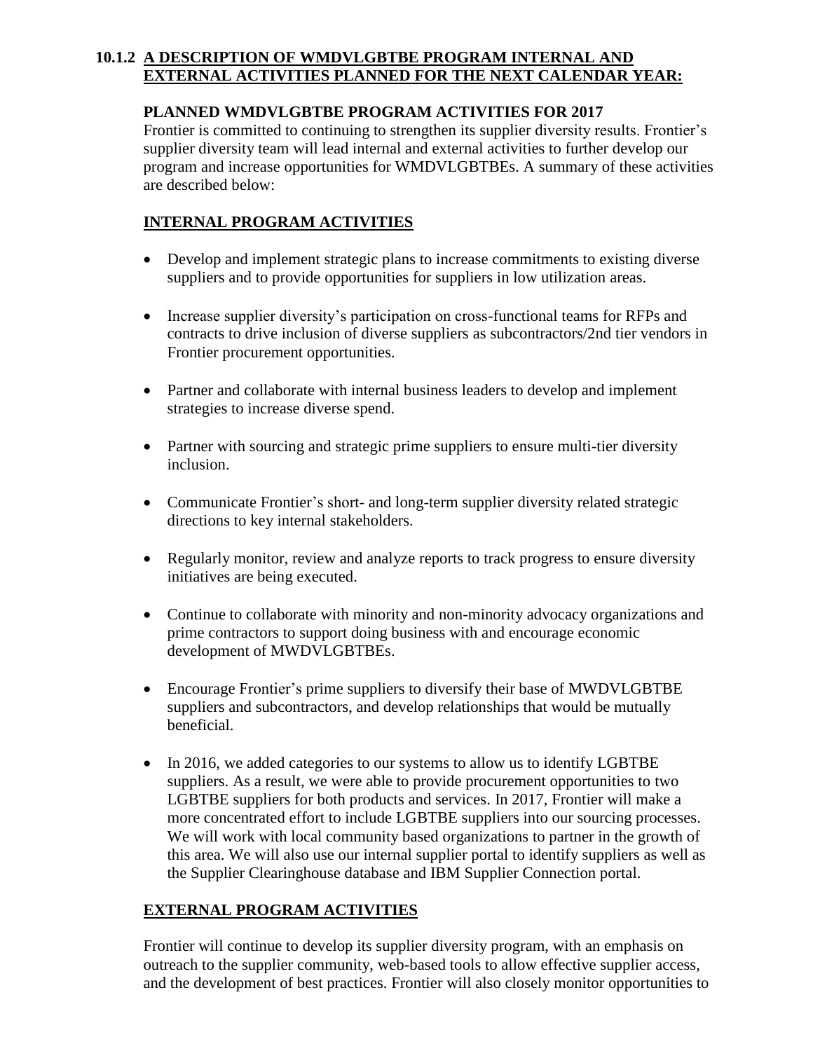### 10.1.2 A DESCRIPTION OF WMDVLGBTBE PROGRAM INTERNAL AND EXTERNAL ACTIVITIES PLANNED FOR THE NEXT CALENDAR YEAR:

**PLANNED WMDVLGBTBE PROGRAM ACTIVITIES FOR 2017**

Frontier is committed to continuing to strengthen its supplier diversity results. Frontier's supplier diversity team will lead internal and external activities to further develop our program and increase opportunities for WMDVLGBTBEs. A summary of these activities are described below:

**INTERNAL PROGRAM ACTIVITIES**

- Develop and implement strategic plans to increase commitments to existing diverse suppliers and to provide opportunities for suppliers in low utilization areas.
- Increase supplier diversity's participation on cross-functional teams for RFPs and contracts to drive inclusion of diverse suppliers as subcontractors/2nd tier vendors in Frontier procurement opportunities.
- Partner and collaborate with internal business leaders to develop and implement strategies to increase diverse spend.
- Partner with sourcing and strategic prime suppliers to ensure multi-tier diversity inclusion.
- Communicate Frontier's short- and long-term supplier diversity related strategic directions to key internal stakeholders.
- Regularly monitor, review and analyze reports to track progress to ensure diversity initiatives are being executed.
- Continue to collaborate with minority and non-minority advocacy organizations and prime contractors to support doing business with and encourage economic development of MWDVLGBTBEs.
- Encourage Frontier's prime suppliers to diversify their base of MWDVLGBTBE suppliers and subcontractors, and develop relationships that would be mutually beneficial.
- In 2016, we added categories to our systems to allow us to identify LGBTBE suppliers. As a result, we were able to provide procurement opportunities to two LGBTBE suppliers for both products and services. In 2017, Frontier will make a more concentrated effort to include LGBTBE suppliers into our sourcing processes. We will work with local community based organizations to partner in the growth of this area. We will also use our internal supplier portal to identify suppliers as well as the Supplier Clearinghouse database and IBM Supplier Connection portal.

**EXTERNAL PROGRAM ACTIVITIES**

Frontier will continue to develop its supplier diversity program, with an emphasis on outreach to the supplier community, web-based tools to allow effective supplier access, and the development of best practices. Frontier will also closely monitor opportunities to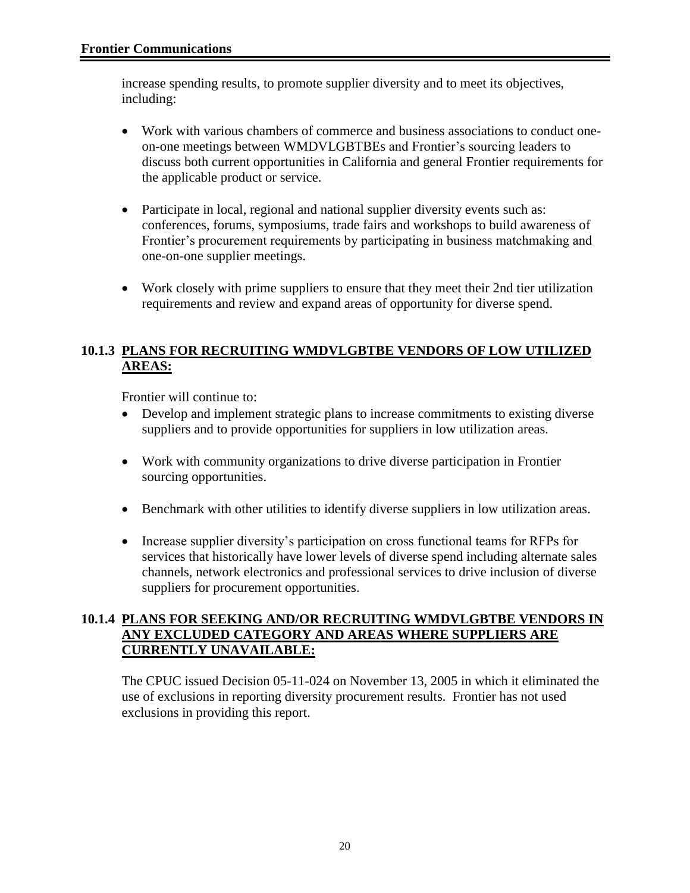increase spending results, to promote supplier diversity and to meet its objectives, including:

- Work with various chambers of commerce and business associations to conduct one-on-one meetings between WMDVLGBTBEs and Frontier's sourcing leaders to discuss both current opportunities in California and general Frontier requirements for the applicable product or service.

- Participate in local, regional and national supplier diversity events such as: conferences, forums, symposiums, trade fairs and workshops to build awareness of Frontier's procurement requirements by participating in business matchmaking and one-on-one supplier meetings.

- Work closely with prime suppliers to ensure that they meet their 2nd tier utilization requirements and review and expand areas of opportunity for diverse spend.

### 10.1.3 PLANS FOR RECRUITING WMDVLGBTBE VENDORS OF LOW UTILIZED AREAS:

Frontier will continue to:

- Develop and implement strategic plans to increase commitments to existing diverse suppliers and to provide opportunities for suppliers in low utilization areas.

- Work with community organizations to drive diverse participation in Frontier sourcing opportunities.

- Benchmark with other utilities to identify diverse suppliers in low utilization areas.

- Increase supplier diversity's participation on cross functional teams for RFPs for services that historically have lower levels of diverse spend including alternate sales channels, network electronics and professional services to drive inclusion of diverse suppliers for procurement opportunities.

### 10.1.4 PLANS FOR SEEKING AND/OR RECRUITING WMDVLGBTBE VENDORS IN ANY EXCLUDED CATEGORY AND AREAS WHERE SUPPLIERS ARE CURRENTLY UNAVAILABLE:

The CPUC issued Decision 05-11-024 on November 13, 2005 in which it eliminated the use of exclusions in reporting diversity procurement results. Frontier has not used exclusions in providing this report.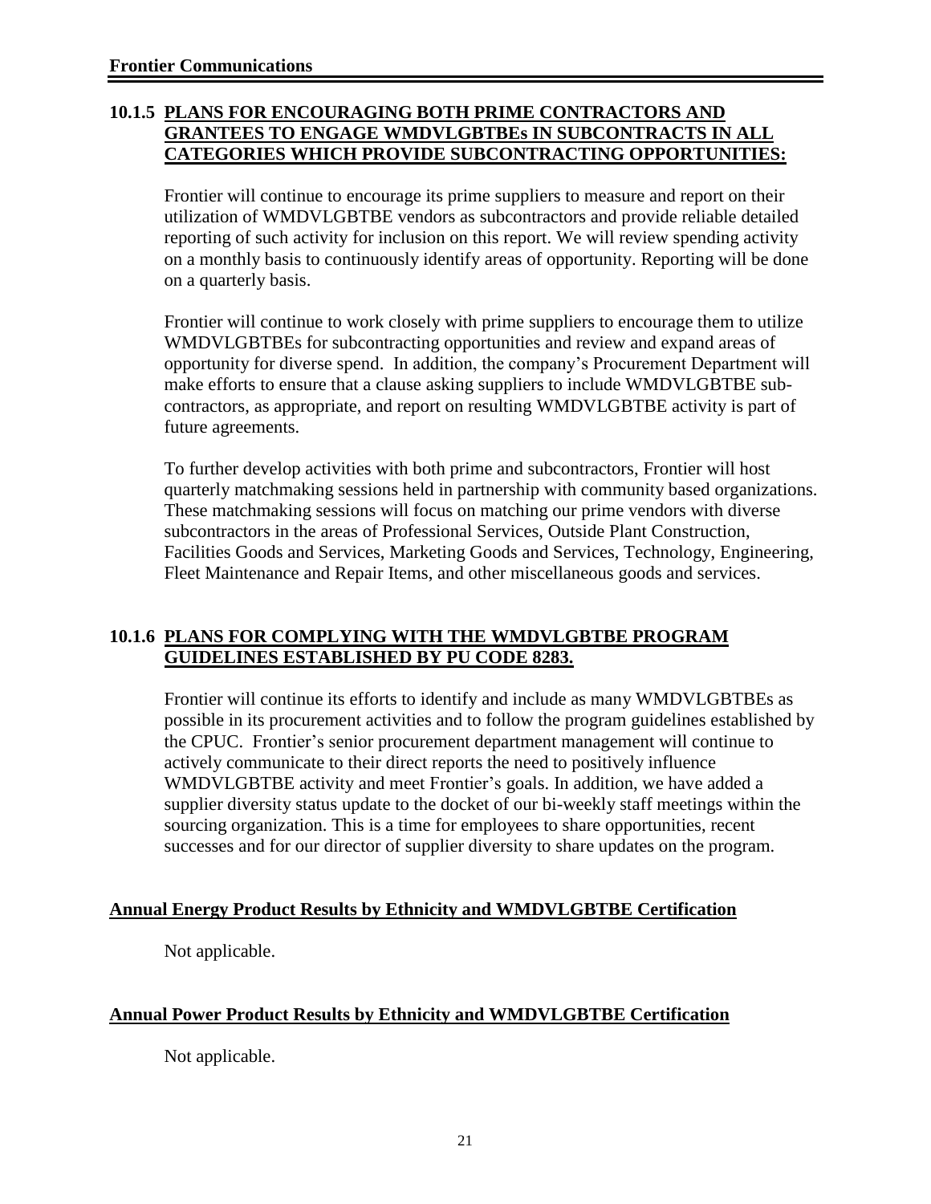### 10.1.5 PLANS FOR ENCOURAGING BOTH PRIME CONTRACTORS AND GRANTEES TO ENGAGE WMDVLGBTBEs IN SUBCONTRACTS IN ALL CATEGORIES WHICH PROVIDE SUBCONTRACTING OPPORTUNITIES:

Frontier will continue to encourage its prime suppliers to measure and report on their utilization of WMDVLGBTBE vendors as subcontractors and provide reliable detailed reporting of such activity for inclusion on this report. We will review spending activity on a monthly basis to continuously identify areas of opportunity. Reporting will be done on a quarterly basis.

Frontier will continue to work closely with prime suppliers to encourage them to utilize WMDVLGBTBEs for subcontracting opportunities and review and expand areas of opportunity for diverse spend. In addition, the company's Procurement Department will make efforts to ensure that a clause asking suppliers to include WMDVLGBTBE sub-contractors, as appropriate, and report on resulting WMDVLGBTBE activity is part of future agreements.

To further develop activities with both prime and subcontractors, Frontier will host quarterly matchmaking sessions held in partnership with community based organizations. These matchmaking sessions will focus on matching our prime vendors with diverse subcontractors in the areas of Professional Services, Outside Plant Construction, Facilities Goods and Services, Marketing Goods and Services, Technology, Engineering, Fleet Maintenance and Repair Items, and other miscellaneous goods and services.

### 10.1.6 PLANS FOR COMPLYING WITH THE WMDVLGBTBE PROGRAM GUIDELINES ESTABLISHED BY PU CODE 8283.

Frontier will continue its efforts to identify and include as many WMDVLGBTBEs as possible in its procurement activities and to follow the program guidelines established by the CPUC. Frontier's senior procurement department management will continue to actively communicate to their direct reports the need to positively influence WMDVLGBTBE activity and meet Frontier's goals. In addition, we have added a supplier diversity status update to the docket of our bi-weekly staff meetings within the sourcing organization. This is a time for employees to share opportunities, recent successes and for our director of supplier diversity to share updates on the program.

### Annual Energy Product Results by Ethnicity and WMDVLGBTBE Certification

Not applicable.

### Annual Power Product Results by Ethnicity and WMDVLGBTBE Certification

Not applicable.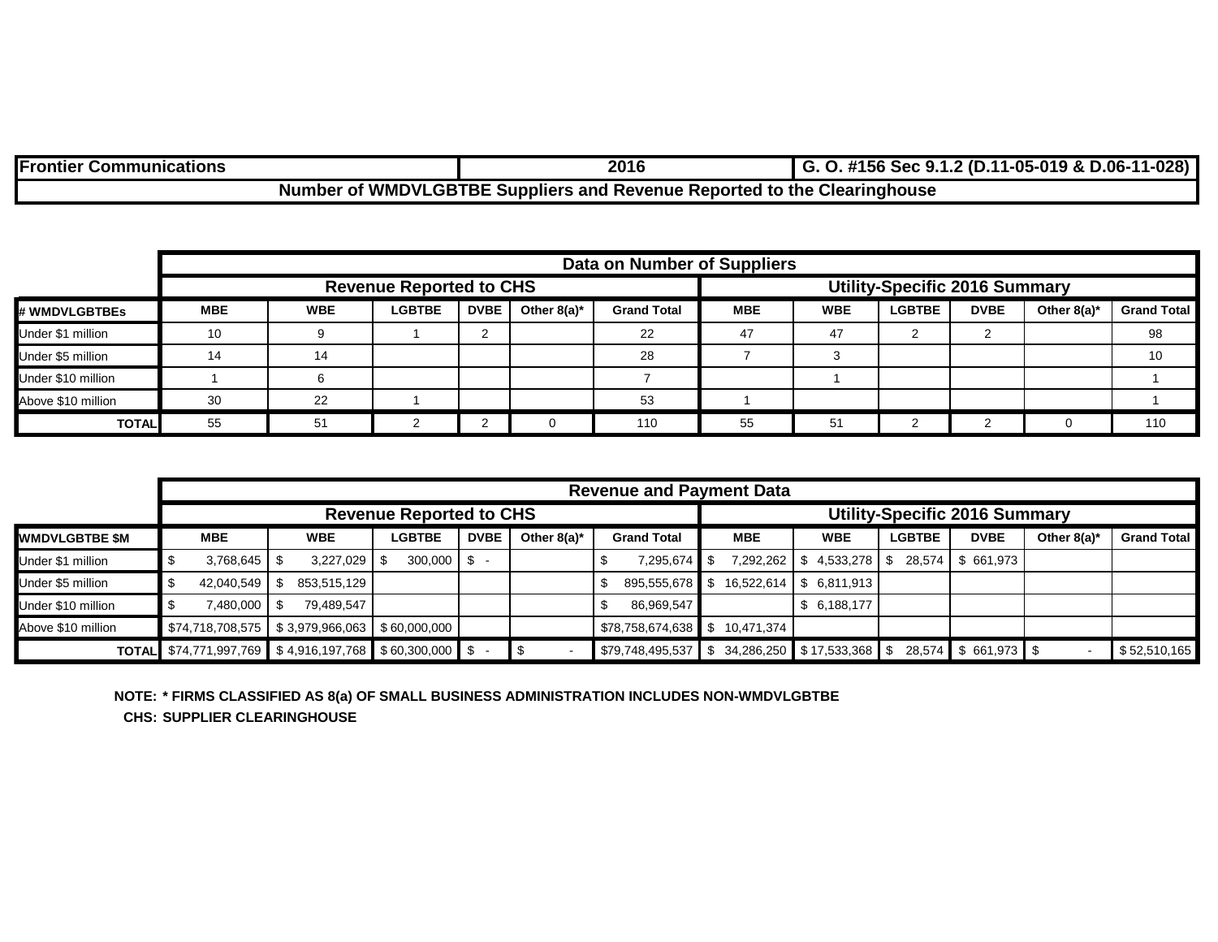| Frontier Communications | 2016 | G. O. #156 Sec 9.1.2 (D.11-05-019 & D.06-11-028) |
|---|---|---|
| Number of WMDVLGBTBE Suppliers and Revenue Reported to the Clearinghouse | | |

| | Data on Number of Suppliers | | | | | | | | | | | |
|---|---|---|---|---|---|---|---|---|---|---|---|---|
| | Revenue Reported to CHS | | | | | | Utility-Specific 2016 Summary | | | | | |
| # WMDVLGBTBEs | MBE | WBE | LGBTBE | DVBE | Other 8(a)* | Grand Total | MBE | WBE | LGBTBE | DVBE | Other 8(a)* | Grand Total |
| Under $1 million | 10 | 9 | 1 | 2 | | 22 | 47 | 47 | 2 | 2 | | 98 |
| Under $5 million | 14 | 14 | | | | 28 | 7 | 3 | | | | 10 |
| Under $10 million | 1 | 6 | | | | 7 | | 1 | | | | 1 |
| Above $10 million | 30 | 22 | 1 | | | 53 | 1 | | | | | 1 |
| TOTAL | 55 | 51 | 2 | 2 | 0 | 110 | 55 | 51 | 2 | 2 | 0 | 110 |

| | Revenue and Payment Data | | | | | | | | | | | |
|---|---|---|---|---|---|---|---|---|---|---|---|---|
| | Revenue Reported to CHS | | | | | | Utility-Specific 2016 Summary | | | | | |
| WMDVLGBTBE $M | MBE | WBE | LGBTBE | DVBE | Other 8(a)* | Grand Total | MBE | WBE | LGBTBE | DVBE | Other 8(a)* | Grand Total |
| Under $1 million | $ 3,768,645 | $ 3,227,029 | $ 300,000 | $ - | | $ 7,295,674 | $ 7,292,262 | $ 4,533,278 | $ 28,574 | $ 661,973 | | |
| Under $5 million | $ 42,040,549 | $ 853,515,129 | | | | $ 895,555,678 | $ 16,522,614 | $ 6,811,913 | | | | |
| Under $10 million | $ 7,480,000 | $ 79,489,547 | | | | $ 86,969,547 | | $ 6,188,177 | | | | |
| Above $10 million | $74,718,708,575 | $ 3,979,966,063 | $ 60,000,000 | | | $78,758,674,638 | $ 10,471,374 | | | | | |
| TOTAL | $74,771,997,769 | $ 4,916,197,768 | $ 60,300,000 | $ - | $ - | $79,748,495,537 | $ 34,286,250 | $ 17,533,368 | $ 28,574 | $ 661,973 | $ - | $ 52,510,165 |

**NOTE: * FIRMS CLASSIFIED AS 8(a) OF SMALL BUSINESS ADMINISTRATION INCLUDES NON-WMDVLGBTBE**

**CHS: SUPPLIER CLEARINGHOUSE**